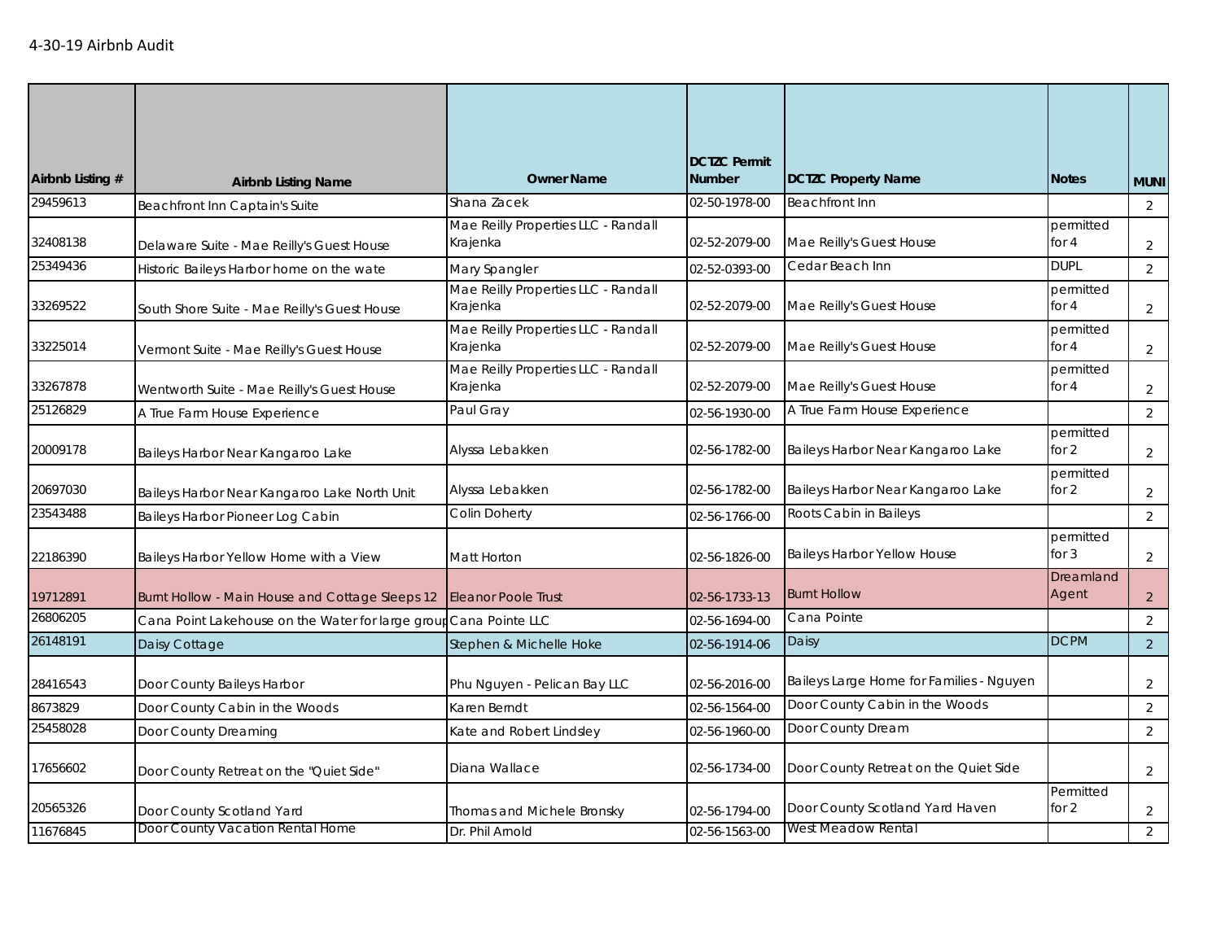4-30-19 Airbnb Audit

| Airbnb Listing # | Airbnb Listing Name | Owner Name | DCTZC Permit Number | DCTZC Property Name | Notes | MUNI |
|---|---|---|---|---|---|---|
| 29459613 | Beachfront Inn Captain's Suite | Shana Zacek | 02-50-1978-00 | Beachfront Inn | | 2 |
| 32408138 | Delaware Suite - Mae Reilly's Guest House | Mae Reilly Properties LLC - Randall Krajenka | 02-52-2079-00 | Mae Reilly's Guest House | permitted for 4 | 2 |
| 25349436 | Historic Baileys Harbor home on the wate | Mary Spangler | 02-52-0393-00 | Cedar Beach Inn | DUPL | 2 |
| 33269522 | South Shore Suite - Mae Reilly's Guest House | Mae Reilly Properties LLC - Randall Krajenka | 02-52-2079-00 | Mae Reilly's Guest House | permitted for 4 | 2 |
| 33225014 | Vermont Suite - Mae Reilly's Guest House | Mae Reilly Properties LLC - Randall Krajenka | 02-52-2079-00 | Mae Reilly's Guest House | permitted for 4 | 2 |
| 33267878 | Wentworth Suite - Mae Reilly's Guest House | Mae Reilly Properties LLC - Randall Krajenka | 02-52-2079-00 | Mae Reilly's Guest House | permitted for 4 | 2 |
| 25126829 | A True Farm House Experience | Paul Gray | 02-56-1930-00 | A True Farm House Experience | | 2 |
| 20009178 | Baileys Harbor Near Kangaroo Lake | Alyssa Lebakken | 02-56-1782-00 | Baileys Harbor Near Kangaroo Lake | permitted for 2 | 2 |
| 20697030 | Baileys Harbor Near Kangaroo Lake North Unit | Alyssa Lebakken | 02-56-1782-00 | Baileys Harbor Near Kangaroo Lake | permitted for 2 | 2 |
| 23543488 | Baileys Harbor Pioneer Log Cabin | Colin Doherty | 02-56-1766-00 | Roots Cabin in Baileys | | 2 |
| 22186390 | Baileys Harbor Yellow Home with a View | Matt Horton | 02-56-1826-00 | Baileys Harbor Yellow House | permitted for 3 | 2 |
| 19712891 | Burnt Hollow - Main House and Cottage Sleeps 12 | Eleanor Poole Trust | 02-56-1733-13 | Burnt Hollow | Dreamland Agent | 2 |
| 26806205 | Cana Point Lakehouse on the Water for large group | Cana Pointe LLC | 02-56-1694-00 | Cana Pointe | | 2 |
| 26148191 | Daisy Cottage | Stephen & Michelle Hoke | 02-56-1914-06 | Daisy | DCPM | 2 |
| 28416543 | Door County Baileys Harbor | Phu Nguyen - Pelican Bay LLC | 02-56-2016-00 | Baileys Large Home for Families - Nguyen | | 2 |
| 8673829 | Door County Cabin in the Woods | Karen Berndt | 02-56-1564-00 | Door County Cabin in the Woods | | 2 |
| 25458028 | Door County Dreaming | Kate and Robert Lindsley | 02-56-1960-00 | Door County Dream | | 2 |
| 17656602 | Door County Retreat on the "Quiet Side" | Diana Wallace | 02-56-1734-00 | Door County Retreat on the Quiet Side | | 2 |
| 20565326 | Door County Scotland Yard | Thomas and Michele Bronsky | 02-56-1794-00 | Door County Scotland Yard Haven | Permitted for 2 | 2 |
| 11676845 | Door County Vacation Rental Home | Dr. Phil Arnold | 02-56-1563-00 | West Meadow Rental | | 2 |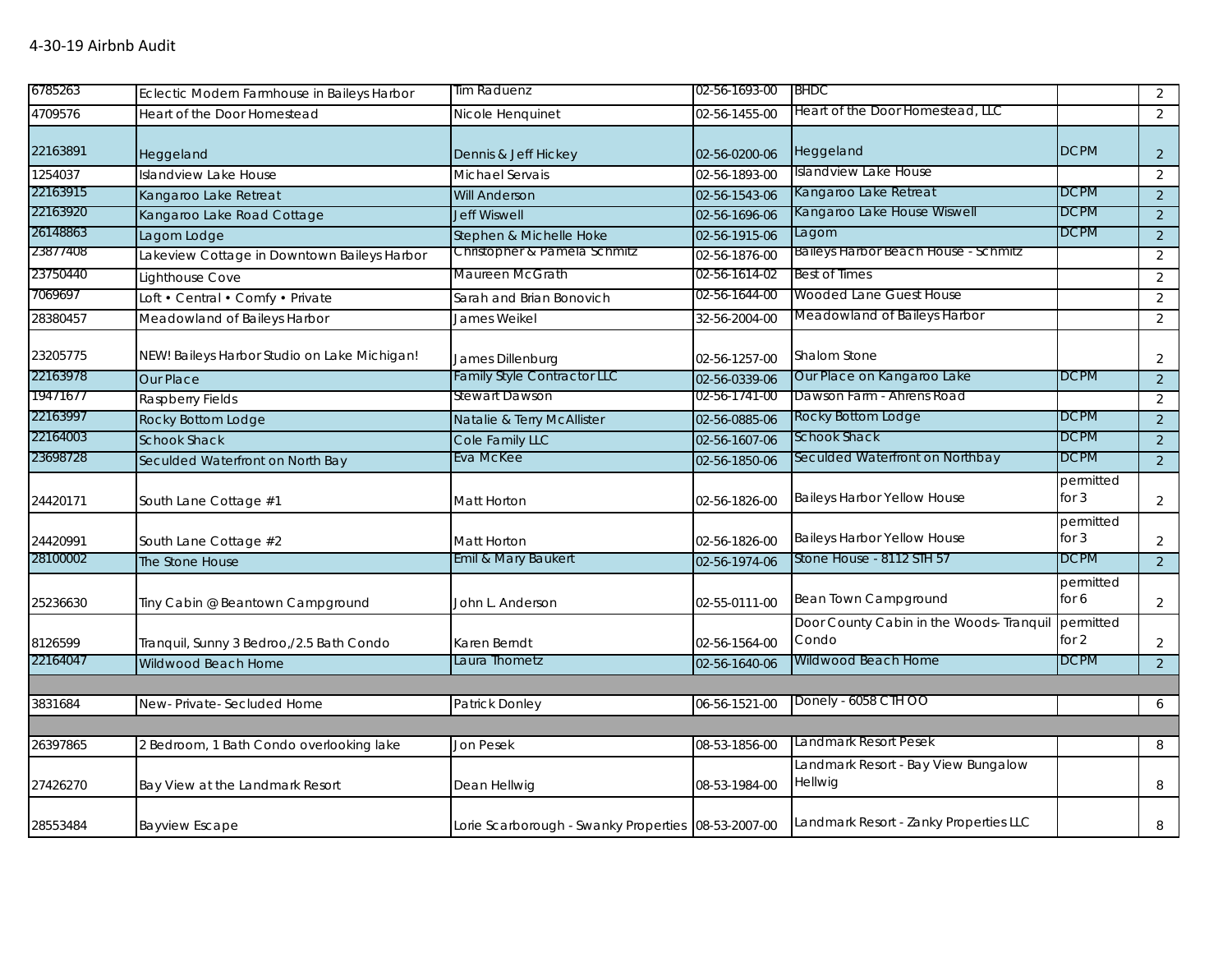4-30-19 Airbnb Audit

| | | | | | | |
|---|---|---|---|---|---|---|
| 6785263 | Eclectic Modern Farmhouse in Baileys Harbor | Tim Raduenz | 02-56-1693-00 | BHDC | | 2 |
| 4709576 | Heart of the Door Homestead | Nicole Henquinet | 02-56-1455-00 | Heart of the Door Homestead, LLC | | 2 |
| 22163891 | Heggeland | Dennis & Jeff Hickey | 02-56-0200-06 | Heggeland | DCPM | 2 |
| 1254037 | Islandview Lake House | Michael Servais | 02-56-1893-00 | Islandview Lake House | | 2 |
| 22163915 | Kangaroo Lake Retreat | Will Anderson | 02-56-1543-06 | Kangaroo Lake Retreat | DCPM | 2 |
| 22163920 | Kangaroo Lake Road Cottage | Jeff Wiswell | 02-56-1696-06 | Kangaroo Lake House Wiswell | DCPM | 2 |
| 26148863 | Lagom Lodge | Stephen & Michelle Hoke | 02-56-1915-06 | Lagom | DCPM | 2 |
| 23877408 | Lakeview Cottage in Downtown Baileys Harbor | Christopher & Pamela Schmitz | 02-56-1876-00 | Baileys Harbor Beach House - Schmitz | | 2 |
| 23750440 | Lighthouse Cove | Maureen McGrath | 02-56-1614-02 | Best of Times | | 2 |
| 7069697 | Loft • Central • Comfy • Private | Sarah and Brian Bonovich | 02-56-1644-00 | Wooded Lane Guest House | | 2 |
| 28380457 | Meadowland of Baileys Harbor | James Weikel | 32-56-2004-00 | Meadowland of Baileys Harbor | | 2 |
| 23205775 | NEW! Baileys Harbor Studio on Lake Michigan! | James Dillenburg | 02-56-1257-00 | Shalom Stone | | 2 |
| 22163978 | Our Place | Family Style Contractor LLC | 02-56-0339-06 | Our Place on Kangaroo Lake | DCPM | 2 |
| 19471677 | Raspberry Fields | Stewart Dawson | 02-56-1741-00 | Dawson Farm - Ahrens Road | | 2 |
| 22163997 | Rocky Bottom Lodge | Natalie & Terry McAllister | 02-56-0885-06 | Rocky Bottom Lodge | DCPM | 2 |
| 22164003 | Schook Shack | Cole Family LLC | 02-56-1607-06 | Schook Shack | DCPM | 2 |
| 23698728 | Seculded Waterfront on North Bay | Eva McKee | 02-56-1850-06 | Seculded Waterfront on Northbay | DCPM | 2 |
| 24420171 | South Lane Cottage #1 | Matt Horton | 02-56-1826-00 | Baileys Harbor Yellow House | permitted for 3 | 2 |
| 24420991 | South Lane Cottage #2 | Matt Horton | 02-56-1826-00 | Baileys Harbor Yellow House | permitted for 3 | 2 |
| 28100002 | The Stone House | Emil & Mary Baukert | 02-56-1974-06 | Stone House - 8112 STH 57 | DCPM | 2 |
| 25236630 | Tiny Cabin @ Beantown Campground | John L. Anderson | 02-55-0111-00 | Bean Town Campground | permitted for 6 | 2 |
| 8126599 | Tranquil, Sunny 3 Bedroo,/2.5 Bath Condo | Karen Berndt | 02-56-1564-00 | Door County Cabin in the Woods- Tranquil Condo | permitted for 2 | 2 |
| 22164047 | Wildwood Beach Home | Laura Thometz | 02-56-1640-06 | Wildwood Beach Home | DCPM | 2 |
| | | | | | | |
| 3831684 | New- Private- Secluded Home | Patrick Donley | 06-56-1521-00 | Donely - 6058 CTH OO | | 6 |
| | | | | | | |
| 26397865 | 2 Bedroom, 1 Bath Condo overlooking lake | Jon Pesek | 08-53-1856-00 | Landmark Resort Pesek | | 8 |
| 27426270 | Bay View at the Landmark Resort | Dean Hellwig | 08-53-1984-00 | Landmark Resort - Bay View Bungalow Hellwig | | 8 |
| 28553484 | Bayview Escape | Lorie Scarborough - Swanky Properties | 08-53-2007-00 | Landmark Resort - Zanky Properties LLC | | 8 |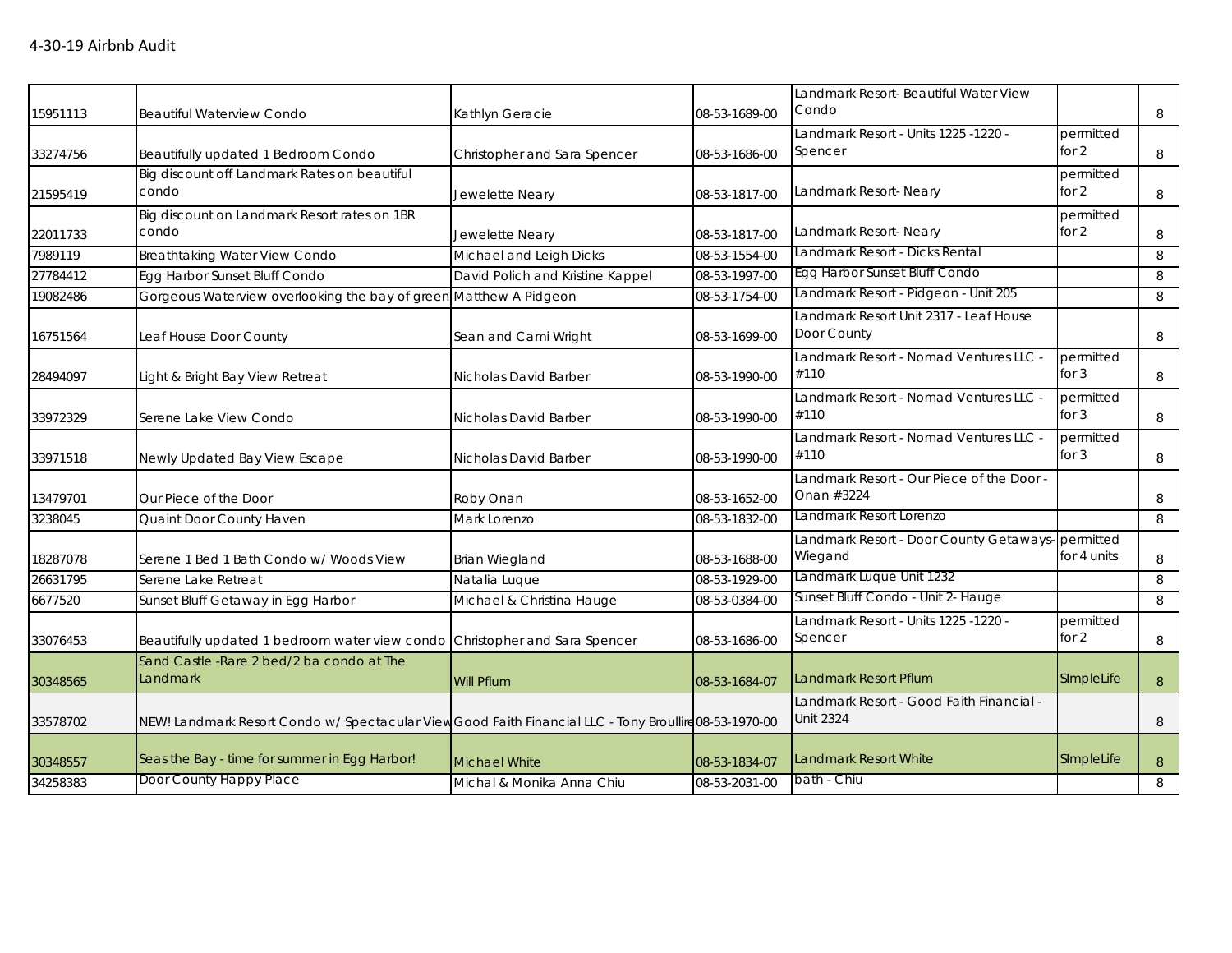4-30-19 Airbnb Audit

| | | | | | | |
|---|---|---|---|---|---|---|
| 15951113 | Beautiful Waterview Condo | Kathlyn Geracie | 08-53-1689-00 | Landmark Resort- Beautiful Water View Condo | | 8 |
| 33274756 | Beautifully updated 1 Bedroom Condo | Christopher and Sara Spencer | 08-53-1686-00 | Landmark Resort - Units 1225 -1220 - Spencer | permitted for 2 | 8 |
| 21595419 | Big discount off Landmark Rates on beautiful condo | Jewelette Neary | 08-53-1817-00 | Landmark Resort- Neary | permitted for 2 | 8 |
| 22011733 | Big discount on Landmark Resort rates on 1BR condo | Jewelette Neary | 08-53-1817-00 | Landmark Resort- Neary | permitted for 2 | 8 |
| 7989119 | Breathtaking Water View Condo | Michael and Leigh Dicks | 08-53-1554-00 | Landmark Resort - Dicks Rental | | 8 |
| 27784412 | Egg Harbor Sunset Bluff Condo | David Polich and Kristine Kappel | 08-53-1997-00 | Egg Harbor Sunset Bluff Condo | | 8 |
| 19082486 | Gorgeous Waterview overlooking the bay of green | Matthew A Pidgeon | 08-53-1754-00 | Landmark Resort - Pidgeon - Unit 205 | | 8 |
| 16751564 | Leaf House Door County | Sean and Cami Wright | 08-53-1699-00 | Landmark Resort Unit 2317 - Leaf House Door County | | 8 |
| 28494097 | Light & Bright Bay View Retreat | Nicholas David Barber | 08-53-1990-00 | Landmark Resort - Nomad Ventures LLC - #110 | permitted for 3 | 8 |
| 33972329 | Serene Lake View Condo | Nicholas David Barber | 08-53-1990-00 | Landmark Resort - Nomad Ventures LLC - #110 | permitted for 3 | 8 |
| 33971518 | Newly Updated Bay View Escape | Nicholas David Barber | 08-53-1990-00 | Landmark Resort - Nomad Ventures LLC - #110 | permitted for 3 | 8 |
| 13479701 | Our Piece of the Door | Roby Onan | 08-53-1652-00 | Landmark Resort - Our Piece of the Door - Onan #3224 | | 8 |
| 3238045 | Quaint Door County Haven | Mark Lorenzo | 08-53-1832-00 | Landmark Resort Lorenzo | | 8 |
| 18287078 | Serene 1 Bed 1 Bath Condo w/ Woods View | Brian Wiegland | 08-53-1688-00 | Landmark Resort - Door County Getaways- Wiegand | permitted for 4 units | 8 |
| 26631795 | Serene Lake Retreat | Natalia Luque | 08-53-1929-00 | Landmark Luque Unit 1232 | | 8 |
| 6677520 | Sunset Bluff Getaway in Egg Harbor | Michael & Christina Hauge | 08-53-0384-00 | Sunset Bluff Condo - Unit 2- Hauge | | 8 |
| 33076453 | Beautifully updated 1 bedroom water view condo | Christopher and Sara Spencer | 08-53-1686-00 | Landmark Resort - Units 1225 -1220 - Spencer | permitted for 2 | 8 |
| 30348565 | Sand Castle -Rare 2 bed/2 ba condo at The Landmark | Will Pflum | 08-53-1684-07 | Landmark Resort Pflum | SImpleLife | 8 |
| 33578702 | NEW! Landmark Resort Condo w/ Spectacular View | Good Faith Financial LLC - Tony Broullire | 08-53-1970-00 | Landmark Resort - Good Faith Financial - Unit 2324 | | 8 |
| 30348557 | Seas the Bay - time for summer in Egg Harbor! | Michael White | 08-53-1834-07 | Landmark Resort White | SImpleLife | 8 |
| 34258383 | Door County Happy Place | Michal & Monika Anna Chiu | 08-53-2031-00 | bath - Chiu | | 8 |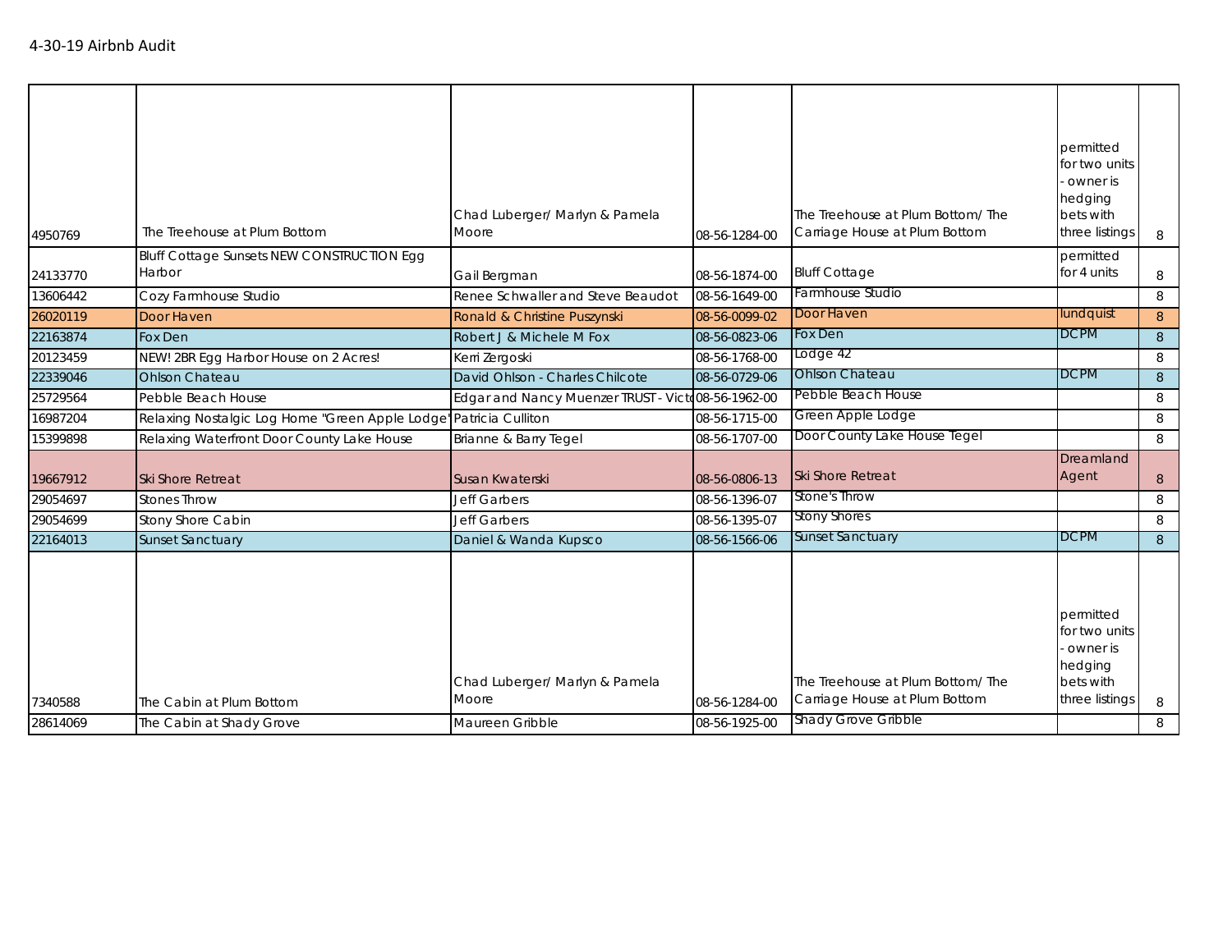4-30-19 Airbnb Audit

| | | | | | | |
|---|---|---|---|---|---|---|
| 4950769 | The Treehouse at Plum Bottom | Chad Luberger/ Marlyn & Pamela Moore | 08-56-1284-00 | The Treehouse at Plum Bottom/ The Carriage House at Plum Bottom | permitted for two units - owner is hedging bets with three listings | 8 |
| 24133770 | Bluff Cottage Sunsets NEW CONSTRUCTION Egg Harbor | Gail Bergman | 08-56-1874-00 | Bluff Cottage | permitted for 4 units | 8 |
| 13606442 | Cozy Farmhouse Studio | Renee Schwaller and Steve Beaudot | 08-56-1649-00 | Farmhouse Studio | | 8 |
| 26020119 | Door Haven | Ronald & Christine Puszynski | 08-56-0099-02 | Door Haven | lundquist | 8 |
| 22163874 | Fox Den | Robert J & Michele M Fox | 08-56-0823-06 | Fox Den | DCPM | 8 |
| 20123459 | NEW! 2BR Egg Harbor House on 2 Acres! | Kerri Zergoski | 08-56-1768-00 | Lodge 42 | | 8 |
| 22339046 | Ohlson Chateau | David Ohlson - Charles Chilcote | 08-56-0729-06 | Ohlson Chateau | DCPM | 8 |
| 25729564 | Pebble Beach House | Edgar and Nancy Muenzer TRUST - Victo | 08-56-1962-00 | Pebble Beach House | | 8 |
| 16987204 | Relaxing Nostalgic Log Home "Green Apple Lodge" | Patricia Culliton | 08-56-1715-00 | Green Apple Lodge | | 8 |
| 15399898 | Relaxing Waterfront Door County Lake House | Brianne & Barry Tegel | 08-56-1707-00 | Door County Lake House Tegel | | 8 |
| 19667912 | Ski Shore Retreat | Susan Kwaterski | 08-56-0806-13 | Ski Shore Retreat | Dreamland Agent | 8 |
| 29054697 | Stones Throw | Jeff Garbers | 08-56-1396-07 | Stone's Throw | | 8 |
| 29054699 | Stony Shore Cabin | Jeff Garbers | 08-56-1395-07 | Stony Shores | | 8 |
| 22164013 | Sunset Sanctuary | Daniel & Wanda Kupsco | 08-56-1566-06 | Sunset Sanctuary | DCPM | 8 |
| 7340588 | The Cabin at Plum Bottom | Chad Luberger/ Marlyn & Pamela Moore | 08-56-1284-00 | The Treehouse at Plum Bottom/ The Carriage House at Plum Bottom | permitted for two units - owner is hedging bets with three listings | 8 |
| 28614069 | The Cabin at Shady Grove | Maureen Gribble | 08-56-1925-00 | Shady Grove Gribble | | 8 |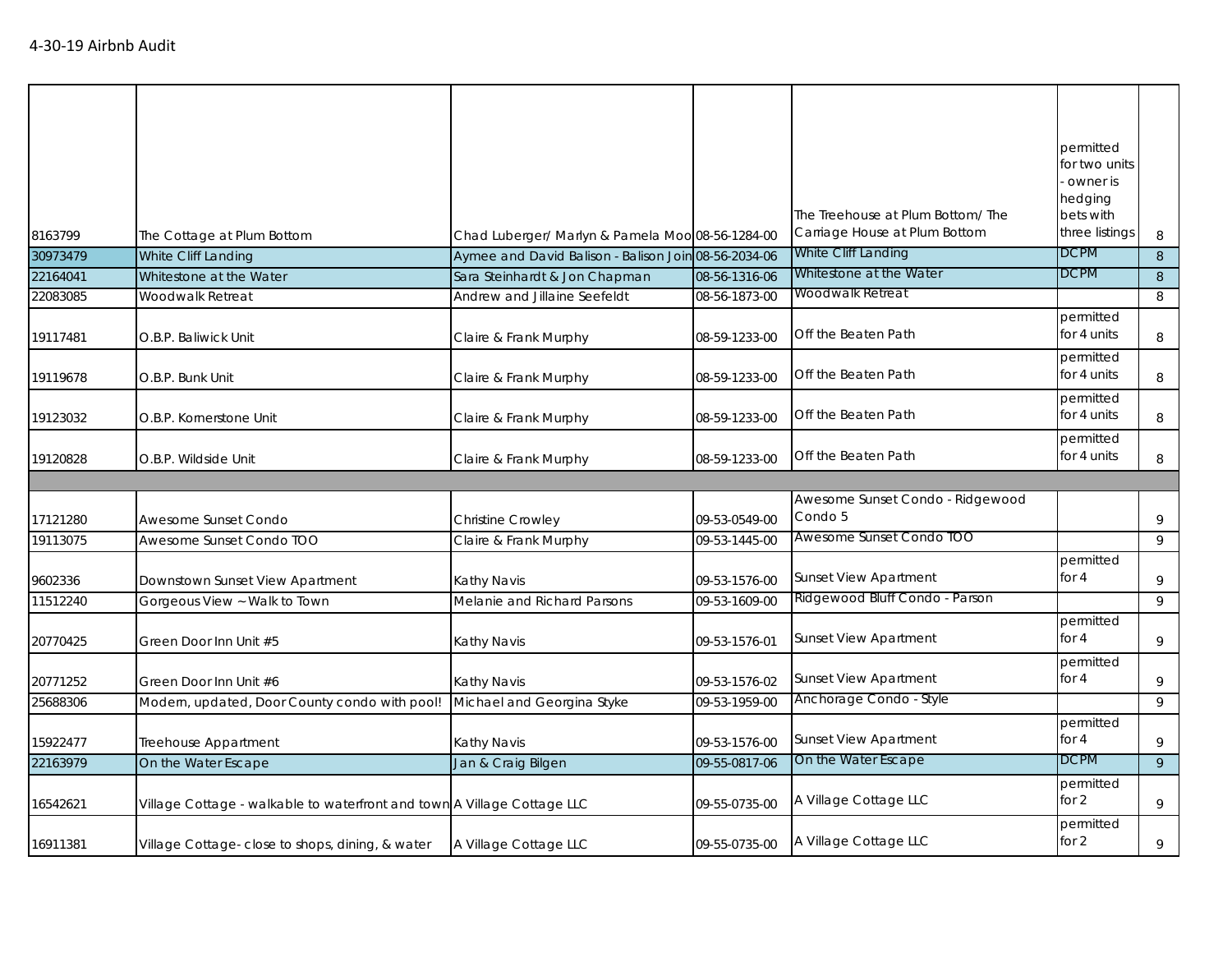4-30-19 Airbnb Audit

| | | | | | | |
|---|---|---|---|---|---|---|
| 8163799 | The Cottage at Plum Bottom | Chad Luberger/ Marlyn & Pamela Moo | 08-56-1284-00 | The Treehouse at Plum Bottom/ The Carriage House at Plum Bottom | permitted for two units - owner is hedging bets with three listings | 8 |
| 30973479 | White Cliff Landing | Aymee and David Balison - Balison Join | 08-56-2034-06 | White Cliff Landing | DCPM | 8 |
| 22164041 | Whitestone at the Water | Sara Steinhardt & Jon Chapman | 08-56-1316-06 | Whitestone at the Water | DCPM | 8 |
| 22083085 | Woodwalk Retreat | Andrew and Jillaine Seefeldt | 08-56-1873-00 | Woodwalk Retreat | | 8 |
| 19117481 | O.B.P. Baliwick Unit | Claire & Frank Murphy | 08-59-1233-00 | Off the Beaten Path | permitted for 4 units | 8 |
| 19119678 | O.B.P. Bunk Unit | Claire & Frank Murphy | 08-59-1233-00 | Off the Beaten Path | permitted for 4 units | 8 |
| 19123032 | O.B.P. Kornerstone Unit | Claire & Frank Murphy | 08-59-1233-00 | Off the Beaten Path | permitted for 4 units | 8 |
| 19120828 | O.B.P. Wildside Unit | Claire & Frank Murphy | 08-59-1233-00 | Off the Beaten Path | permitted for 4 units | 8 |
| | | | | | | |
| 17121280 | Awesome Sunset Condo | Christine Crowley | 09-53-0549-00 | Awesome Sunset Condo - Ridgewood Condo 5 | | 9 |
| 19113075 | Awesome Sunset Condo TOO | Claire & Frank Murphy | 09-53-1445-00 | Awesome Sunset Condo TOO | | 9 |
| 9602336 | Downtown Sunset View Apartment | Kathy Navis | 09-53-1576-00 | Sunset View Apartment | permitted for 4 | 9 |
| 11512240 | Gorgeous View ~ Walk to Town | Melanie and Richard Parsons | 09-53-1609-00 | Ridgewood Bluff Condo - Parson | | 9 |
| 20770425 | Green Door Inn Unit #5 | Kathy Navis | 09-53-1576-01 | Sunset View Apartment | permitted for 4 | 9 |
| 20771252 | Green Door Inn Unit #6 | Kathy Navis | 09-53-1576-02 | Sunset View Apartment | permitted for 4 | 9 |
| 25688306 | Modern, updated, Door County condo with pool! | Michael and Georgina Styke | 09-53-1959-00 | Anchorage Condo - Style | | 9 |
| 15922477 | Treehouse Appartment | Kathy Navis | 09-53-1576-00 | Sunset View Apartment | permitted for 4 | 9 |
| 22163979 | On the Water Escape | Jan & Craig Bilgen | 09-55-0817-06 | On the Water Escape | DCPM | 9 |
| 16542621 | Village Cottage - walkable to waterfront and town | A Village Cottage LLC | 09-55-0735-00 | A Village Cottage LLC | permitted for 2 | 9 |
| 16911381 | Village Cottage- close to shops, dining, & water | A Village Cottage LLC | 09-55-0735-00 | A Village Cottage LLC | permitted for 2 | 9 |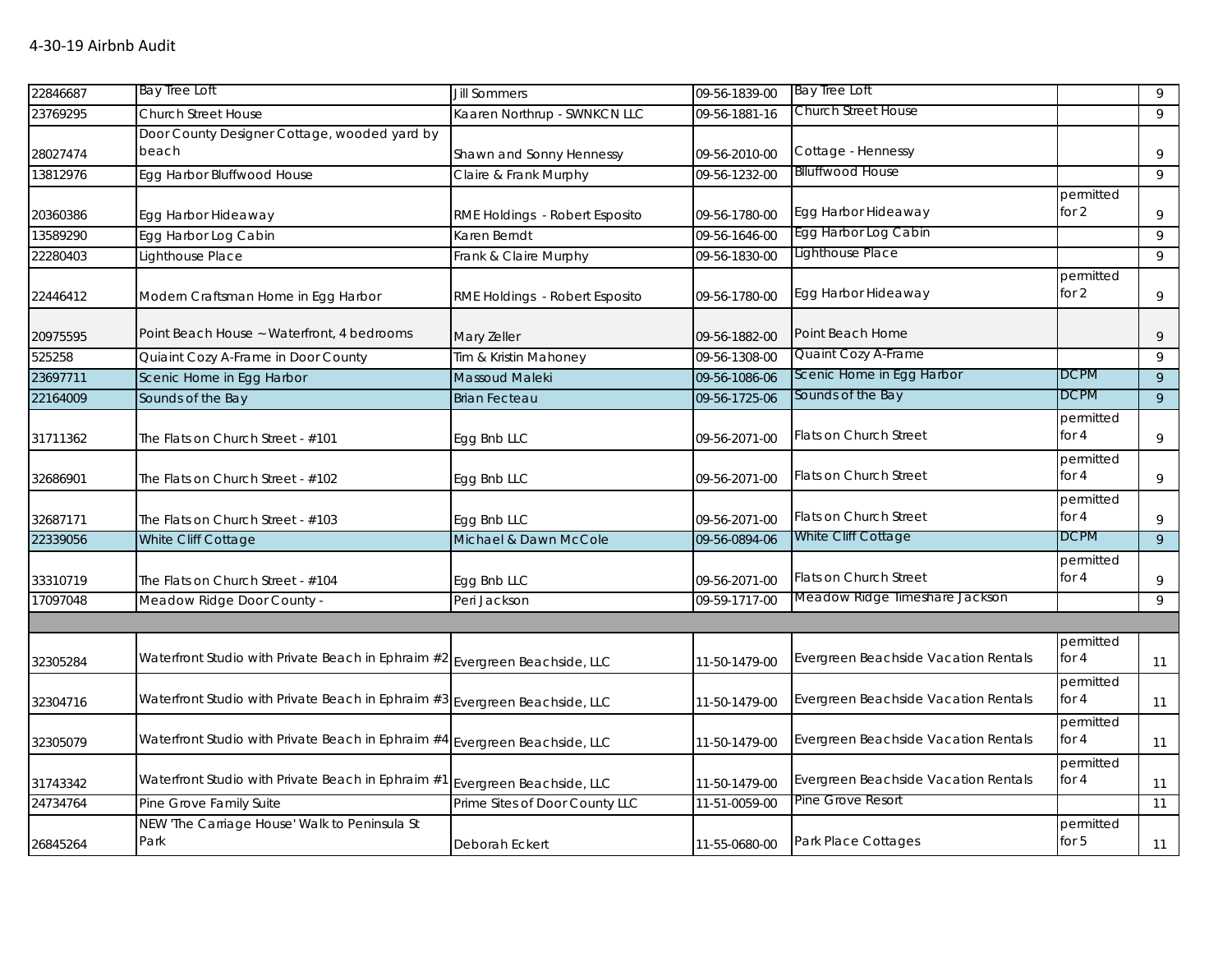4-30-19 Airbnb Audit

| | | | | | | |
|---|---|---|---|---|---|---|
| 22846687 | Bay Tree Loft | Jill Sommers | 09-56-1839-00 | Bay Tree Loft | | 9 |
| 23769295 | Church Street House | Kaaren Northrup - SWNKCN LLC | 09-56-1881-16 | Church Street House | | 9 |
| 28027474 | Door County Designer Cottage, wooded yard by beach | Shawn and Sonny Hennessy | 09-56-2010-00 | Cottage - Hennessy | | 9 |
| 13812976 | Egg Harbor Bluffwood House | Claire & Frank Murphy | 09-56-1232-00 | Blluffwood House | | 9 |
| 20360386 | Egg Harbor Hideaway | RME Holdings - Robert Esposito | 09-56-1780-00 | Egg Harbor Hideaway | permitted for 2 | 9 |
| 13589290 | Egg Harbor Log Cabin | Karen Berndt | 09-56-1646-00 | Egg Harbor Log Cabin | | 9 |
| 22280403 | Lighthouse Place | Frank & Claire Murphy | 09-56-1830-00 | Lighthouse Place | | 9 |
| 22446412 | Modern Craftsman Home in Egg Harbor | RME Holdings - Robert Esposito | 09-56-1780-00 | Egg Harbor Hideaway | permitted for 2 | 9 |
| 20975595 | Point Beach House ~ Waterfront, 4 bedrooms | Mary Zeller | 09-56-1882-00 | Point Beach Home | | 9 |
| 525258 | Quiaint Cozy A-Frame in Door County | Tim & Kristin Mahoney | 09-56-1308-00 | Quaint Cozy A-Frame | | 9 |
| 23697711 | Scenic Home in Egg Harbor | Massoud Maleki | 09-56-1086-06 | Scenic Home in Egg Harbor | DCPM | 9 |
| 22164009 | Sounds of the Bay | Brian Fecteau | 09-56-1725-06 | Sounds of the Bay | DCPM | 9 |
| 31711362 | The Flats on Church Street - #101 | Egg Bnb LLC | 09-56-2071-00 | Flats on Church Street | permitted for 4 | 9 |
| 32686901 | The Flats on Church Street - #102 | Egg Bnb LLC | 09-56-2071-00 | Flats on Church Street | permitted for 4 | 9 |
| 32687171 | The Flats on Church Street - #103 | Egg Bnb LLC | 09-56-2071-00 | Flats on Church Street | permitted for 4 | 9 |
| 22339056 | White Cliff Cottage | Michael & Dawn McCole | 09-56-0894-06 | White Cliff Cottage | DCPM | 9 |
| 33310719 | The Flats on Church Street - #104 | Egg Bnb LLC | 09-56-2071-00 | Flats on Church Street | permitted for 4 | 9 |
| 17097048 | Meadow Ridge Door County - | Peri Jackson | 09-59-1717-00 | Meadow Ridge Timeshare Jackson | | 9 |
| | | | | | | |
| 32305284 | Waterfront Studio with Private Beach in Ephraim #2 | Evergreen Beachside, LLC | 11-50-1479-00 | Evergreen Beachside Vacation Rentals | permitted for 4 | 11 |
| 32304716 | Waterfront Studio with Private Beach in Ephraim #3 | Evergreen Beachside, LLC | 11-50-1479-00 | Evergreen Beachside Vacation Rentals | permitted for 4 | 11 |
| 32305079 | Waterfront Studio with Private Beach in Ephraim #4 | Evergreen Beachside, LLC | 11-50-1479-00 | Evergreen Beachside Vacation Rentals | permitted for 4 | 11 |
| 31743342 | Waterfront Studio with Private Beach in Ephraim #1 | Evergreen Beachside, LLC | 11-50-1479-00 | Evergreen Beachside Vacation Rentals | permitted for 4 | 11 |
| 24734764 | Pine Grove Family Suite | Prime Sites of Door County LLC | 11-51-0059-00 | Pine Grove Resort | | 11 |
| 26845264 | NEW 'The Carriage House' Walk to Peninsula St Park | Deborah Eckert | 11-55-0680-00 | Park Place Cottages | permitted for 5 | 11 |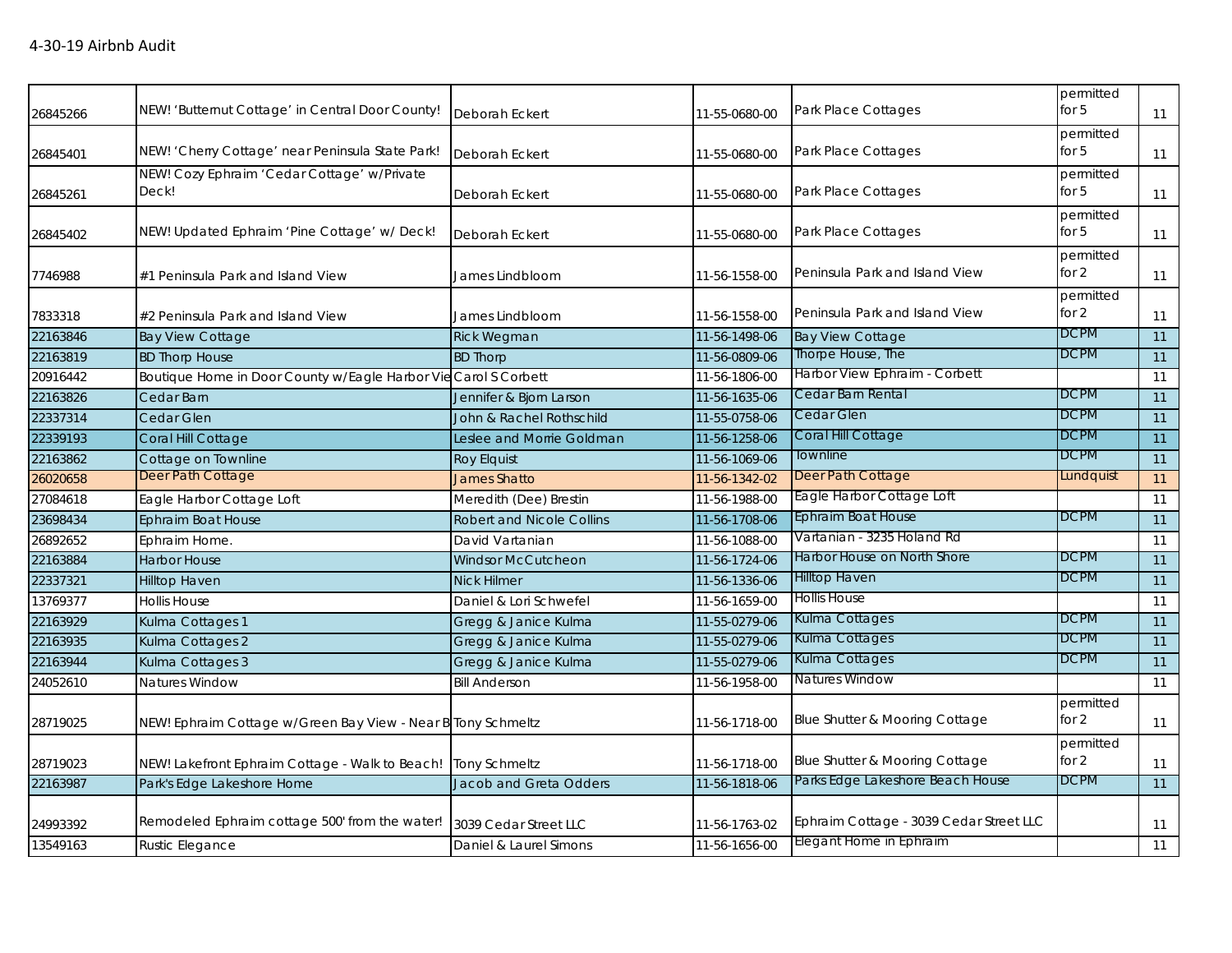4-30-19 Airbnb Audit

| | | | | | | |
|---|---|---|---|---|---|---|
| 26845266 | NEW! 'Butternut Cottage' in Central Door County! | Deborah Eckert | 11-55-0680-00 | Park Place Cottages | permitted for 5 | 11 |
| 26845401 | NEW! 'Cherry Cottage' near Peninsula State Park! | Deborah Eckert | 11-55-0680-00 | Park Place Cottages | permitted for 5 | 11 |
| 26845261 | NEW! Cozy Ephraim 'Cedar Cottage' w/Private Deck! | Deborah Eckert | 11-55-0680-00 | Park Place Cottages | permitted for 5 | 11 |
| 26845402 | NEW! Updated Ephraim 'Pine Cottage' w/ Deck! | Deborah Eckert | 11-55-0680-00 | Park Place Cottages | permitted for 5 | 11 |
| 7746988 | #1 Peninsula Park and Island View | James Lindbloom | 11-56-1558-00 | Peninsula Park and Island View | permitted for 2 | 11 |
| 7833318 | #2 Peninsula Park and Island View | James Lindbloom | 11-56-1558-00 | Peninsula Park and Island View | permitted for 2 | 11 |
| 22163846 | Bay View Cottage | Rick Wegman | 11-56-1498-06 | Bay View Cottage | DCPM | 11 |
| 22163819 | BD Thorp House | BD Thorp | 11-56-0809-06 | Thorpe House, The | DCPM | 11 |
| 20916442 | Boutique Home in Door County w/Eagle Harbor Vie | Carol S Corbett | 11-56-1806-00 | Harbor View Ephraim - Corbett | | 11 |
| 22163826 | Cedar Barn | Jennifer & Bjorn Larson | 11-56-1635-06 | Cedar Barn Rental | DCPM | 11 |
| 22337314 | Cedar Glen | John & Rachel Rothschild | 11-55-0758-06 | Cedar Glen | DCPM | 11 |
| 22339193 | Coral Hill Cottage | Leslee and Morrie Goldman | 11-56-1258-06 | Coral Hill Cottage | DCPM | 11 |
| 22163862 | Cottage on Townline | Roy Elquist | 11-56-1069-06 | Townline | DCPM | 11 |
| 26020658 | Deer Path Cottage | James Shatto | 11-56-1342-02 | Deer Path Cottage | Lundquist | 11 |
| 27084618 | Eagle Harbor Cottage Loft | Meredith (Dee) Brestin | 11-56-1988-00 | Eagle Harbor Cottage Loft | | 11 |
| 23698434 | Ephraim Boat House | Robert and Nicole Collins | 11-56-1708-06 | Ephraim Boat House | DCPM | 11 |
| 26892652 | Ephraim Home. | David Vartanian | 11-56-1088-00 | Vartanian - 3235 Holand Rd | | 11 |
| 22163884 | Harbor House | Windsor McCutcheon | 11-56-1724-06 | Harbor House on North Shore | DCPM | 11 |
| 22337321 | Hilltop Haven | Nick Hilmer | 11-56-1336-06 | Hilltop Haven | DCPM | 11 |
| 13769377 | Hollis House | Daniel & Lori Schwefel | 11-56-1659-00 | Hollis House | | 11 |
| 22163929 | Kulma Cottages 1 | Gregg & Janice Kulma | 11-55-0279-06 | Kulma Cottages | DCPM | 11 |
| 22163935 | Kulma Cottages 2 | Gregg & Janice Kulma | 11-55-0279-06 | Kulma Cottages | DCPM | 11 |
| 22163944 | Kulma Cottages 3 | Gregg & Janice Kulma | 11-55-0279-06 | Kulma Cottages | DCPM | 11 |
| 24052610 | Natures Window | Bill Anderson | 11-56-1958-00 | Natures Window | | 11 |
| 28719025 | NEW! Ephraim Cottage w/Green Bay View - Near B | Tony Schmeltz | 11-56-1718-00 | Blue Shutter & Mooring Cottage | permitted for 2 | 11 |
| 28719023 | NEW! Lakefront Ephraim Cottage - Walk to Beach! | Tony Schmeltz | 11-56-1718-00 | Blue Shutter & Mooring Cottage | permitted for 2 | 11 |
| 22163987 | Park's Edge Lakeshore Home | Jacob and Greta Odders | 11-56-1818-06 | Parks Edge Lakeshore Beach House | DCPM | 11 |
| 24993392 | Remodeled Ephraim cottage 500' from the water! | 3039 Cedar Street LLC | 11-56-1763-02 | Ephraim Cottage - 3039 Cedar Street LLC | | 11 |
| 13549163 | Rustic Elegance | Daniel & Laurel Simons | 11-56-1656-00 | Elegant Home in Ephraim | | 11 |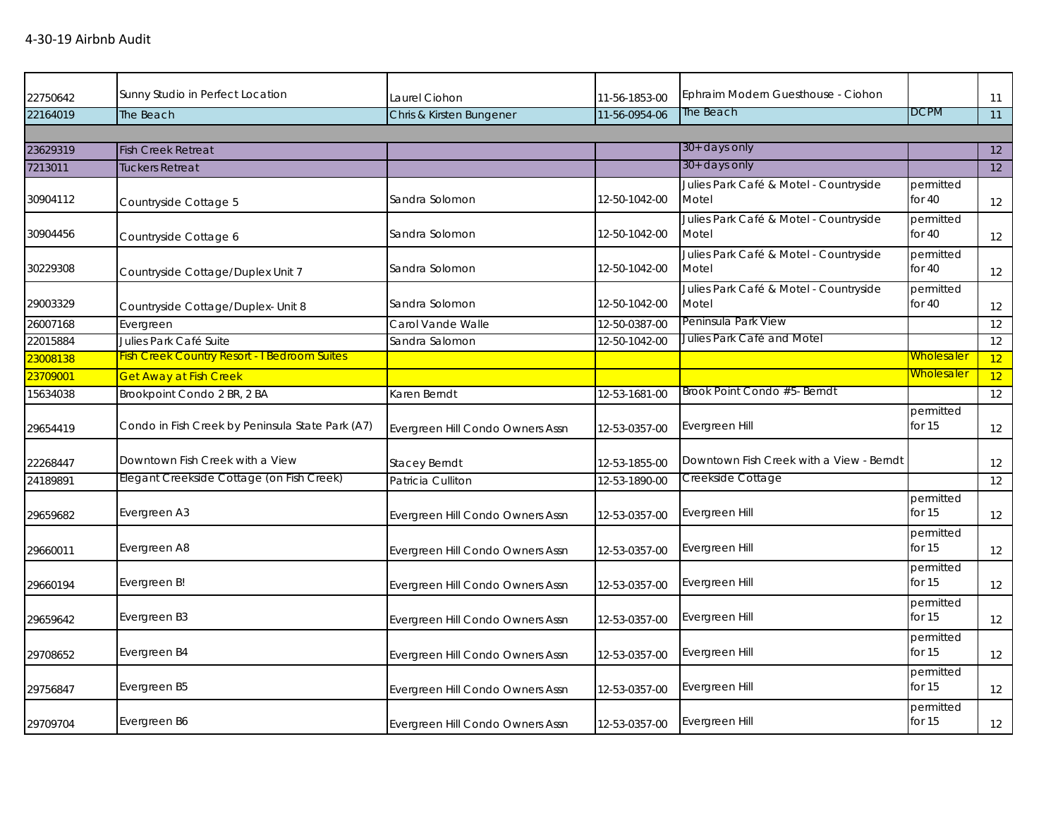4-30-19 Airbnb Audit

| | | | | | | |
|---|---|---|---|---|---|---|
| 22750642 | Sunny Studio in Perfect Location | Laurel Ciohon | 11-56-1853-00 | Ephraim Modern Guesthouse - Ciohon | | 11 |
| 22164019 | The Beach | Chris & Kirsten Bungener | 11-56-0954-06 | The Beach | DCPM | 11 |
| | | | | | | |
| 23629319 | Fish Creek Retreat | | | 30+ days only | | 12 |
| 7213011 | Tuckers Retreat | | | 30+ days only | | 12 |
| 30904112 | Countryside Cottage 5 | Sandra Solomon | 12-50-1042-00 | Julies Park Café & Motel - Countryside Motel | permitted for 40 | 12 |
| 30904456 | Countryside Cottage 6 | Sandra Solomon | 12-50-1042-00 | Julies Park Café & Motel - Countryside Motel | permitted for 40 | 12 |
| 30229308 | Countryside Cottage/Duplex Unit 7 | Sandra Solomon | 12-50-1042-00 | Julies Park Café & Motel - Countryside Motel | permitted for 40 | 12 |
| 29003329 | Countryside Cottage/Duplex- Unit 8 | Sandra Solomon | 12-50-1042-00 | Julies Park Café & Motel - Countryside Motel | permitted for 40 | 12 |
| 26007168 | Evergreen | Carol Vande Walle | 12-50-0387-00 | Peninsula Park View | | 12 |
| 22015884 | Julies Park Café Suite | Sandra Salomon | 12-50-1042-00 | Julies Park Café and Motel | | 12 |
| 23008138 | Fish Creek Country Resort - I Bedroom Suites | | | | Wholesaler | 12 |
| 23709001 | Get Away at Fish Creek | | | | Wholesaler | 12 |
| 15634038 | Brookpoint Condo 2 BR, 2 BA | Karen Berndt | 12-53-1681-00 | Brook Point Condo #5- Berndt | | 12 |
| 29654419 | Condo in Fish Creek by Peninsula State Park (A7) | Evergreen Hill Condo Owners Assn | 12-53-0357-00 | Evergreen Hill | permitted for 15 | 12 |
| 22268447 | Downtown Fish Creek with a View | Stacey Berndt | 12-53-1855-00 | Downtown Fish Creek with a View - Berndt | | 12 |
| 24189891 | Elegant Creekside Cottage (on Fish Creek) | Patricia Culliton | 12-53-1890-00 | Creekside Cottage | | 12 |
| 29659682 | Evergreen A3 | Evergreen Hill Condo Owners Assn | 12-53-0357-00 | Evergreen Hill | permitted for 15 | 12 |
| 29660011 | Evergreen A8 | Evergreen Hill Condo Owners Assn | 12-53-0357-00 | Evergreen Hill | permitted for 15 | 12 |
| 29660194 | Evergreen B! | Evergreen Hill Condo Owners Assn | 12-53-0357-00 | Evergreen Hill | permitted for 15 | 12 |
| 29659642 | Evergreen B3 | Evergreen Hill Condo Owners Assn | 12-53-0357-00 | Evergreen Hill | permitted for 15 | 12 |
| 29708652 | Evergreen B4 | Evergreen Hill Condo Owners Assn | 12-53-0357-00 | Evergreen Hill | permitted for 15 | 12 |
| 29756847 | Evergreen B5 | Evergreen Hill Condo Owners Assn | 12-53-0357-00 | Evergreen Hill | permitted for 15 | 12 |
| 29709704 | Evergreen B6 | Evergreen Hill Condo Owners Assn | 12-53-0357-00 | Evergreen Hill | permitted for 15 | 12 |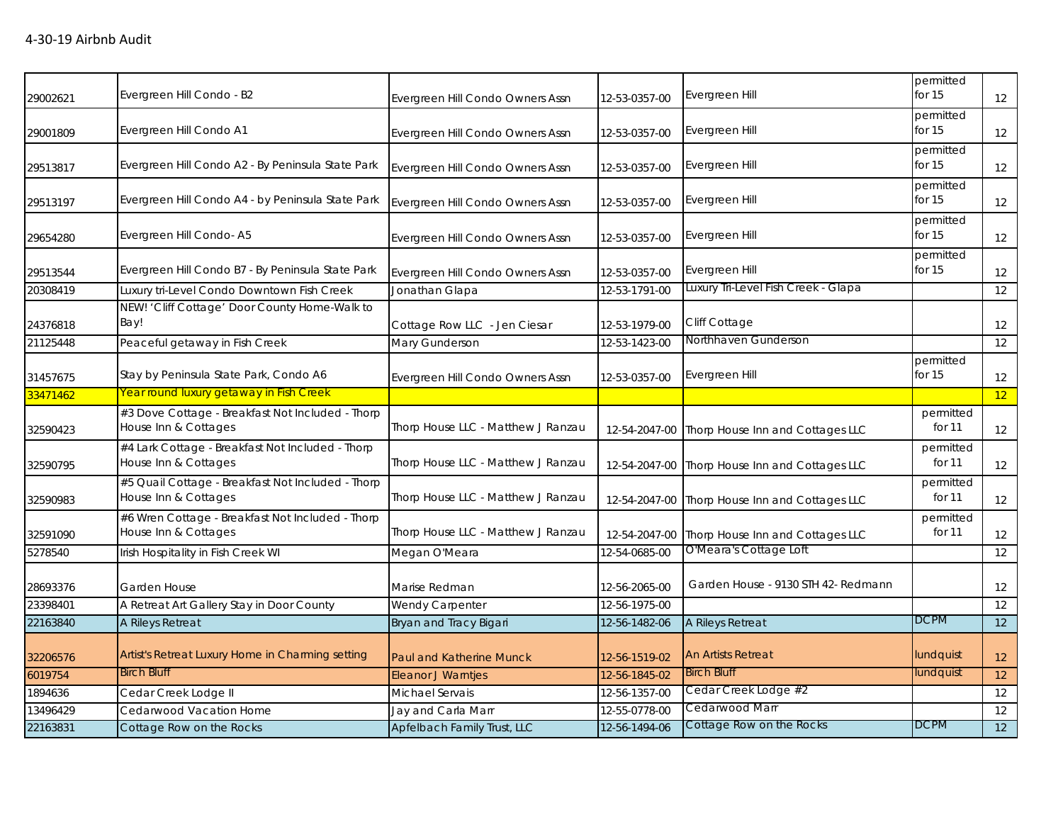4-30-19 Airbnb Audit

| | | | | | | |
|---|---|---|---|---|---|---|
| 29002621 | Evergreen Hill Condo - B2 | Evergreen Hill Condo Owners Assn | 12-53-0357-00 | Evergreen Hill | permitted for 15 | 12 |
| 29001809 | Evergreen Hill Condo A1 | Evergreen Hill Condo Owners Assn | 12-53-0357-00 | Evergreen Hill | permitted for 15 | 12 |
| 29513817 | Evergreen Hill Condo A2 - By Peninsula State Park | Evergreen Hill Condo Owners Assn | 12-53-0357-00 | Evergreen Hill | permitted for 15 | 12 |
| 29513197 | Evergreen Hill Condo A4 - by Peninsula State Park | Evergreen Hill Condo Owners Assn | 12-53-0357-00 | Evergreen Hill | permitted for 15 | 12 |
| 29654280 | Evergreen Hill Condo- A5 | Evergreen Hill Condo Owners Assn | 12-53-0357-00 | Evergreen Hill | permitted for 15 | 12 |
| 29513544 | Evergreen Hill Condo B7 - By Peninsula State Park | Evergreen Hill Condo Owners Assn | 12-53-0357-00 | Evergreen Hill | permitted for 15 | 12 |
| 20308419 | Luxury tri-Level Condo Downtown Fish Creek | Jonathan Glapa | 12-53-1791-00 | Luxury Tri-Level Fish Creek - Glapa | | 12 |
| 24376818 | NEW! 'Cliff Cottage' Door County Home-Walk to Bay! | Cottage Row LLC - Jen Ciesar | 12-53-1979-00 | Cliff Cottage | | 12 |
| 21125448 | Peaceful getaway in Fish Creek | Mary Gunderson | 12-53-1423-00 | Northhaven Gunderson | | 12 |
| 31457675 | Stay by Peninsula State Park, Condo A6 | Evergreen Hill Condo Owners Assn | 12-53-0357-00 | Evergreen Hill | permitted for 15 | 12 |
| 33471462 | Year round luxury getaway in Fish Creek | | | | | 12 |
| 32590423 | #3 Dove Cottage - Breakfast Not Included - Thorp House Inn & Cottages | Thorp House LLC - Matthew J Ranzau | 12-54-2047-00 | Thorp House Inn and Cottages LLC | permitted for 11 | 12 |
| 32590795 | #4 Lark Cottage - Breakfast Not Included - Thorp House Inn & Cottages | Thorp House LLC - Matthew J Ranzau | 12-54-2047-00 | Thorp House Inn and Cottages LLC | permitted for 11 | 12 |
| 32590983 | #5 Quail Cottage - Breakfast Not Included - Thorp House Inn & Cottages | Thorp House LLC - Matthew J Ranzau | 12-54-2047-00 | Thorp House Inn and Cottages LLC | permitted for 11 | 12 |
| 32591090 | #6 Wren Cottage - Breakfast Not Included - Thorp House Inn & Cottages | Thorp House LLC - Matthew J Ranzau | 12-54-2047-00 | Thorp House Inn and Cottages LLC | permitted for 11 | 12 |
| 5278540 | Irish Hospitality in Fish Creek WI | Megan O'Meara | 12-54-0685-00 | O'Meara's Cottage Loft | | 12 |
| 28693376 | Garden House | Marise Redman | 12-56-2065-00 | Garden House - 9130 STH 42- Redmann | | 12 |
| 23398401 | A Retreat Art Gallery Stay in Door County | Wendy Carpenter | 12-56-1975-00 | | | 12 |
| 22163840 | A Rileys Retreat | Bryan and Tracy Bigari | 12-56-1482-06 | A Rileys Retreat | DCPM | 12 |
| 32206576 | Artist's Retreat Luxury Home in Charming setting | Paul and Katherine Munck | 12-56-1519-02 | An Artists Retreat | lundquist | 12 |
| 6019754 | Birch Bluff | Eleanor J Warntjes | 12-56-1845-02 | Birch Bluff | lundquist | 12 |
| 1894636 | Cedar Creek Lodge II | Michael Servais | 12-56-1357-00 | Cedar Creek Lodge #2 | | 12 |
| 13496429 | Cedarwood Vacation Home | Jay and Carla Marr | 12-55-0778-00 | Cedarwood Marr | | 12 |
| 22163831 | Cottage Row on the Rocks | Apfelbach Family Trust, LLC | 12-56-1494-06 | Cottage Row on the Rocks | DCPM | 12 |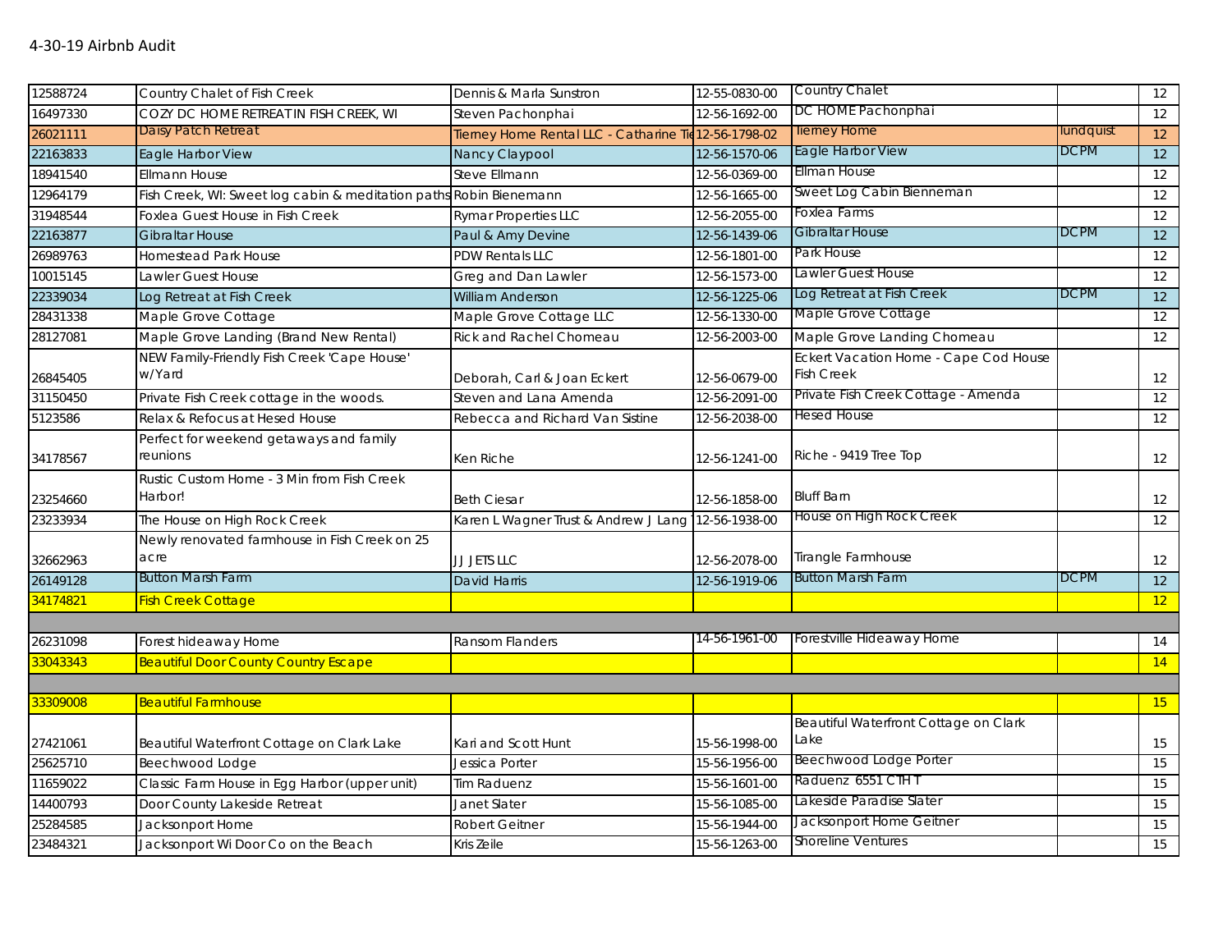4-30-19 Airbnb Audit

| | | | | | | |
|---|---|---|---|---|---|---|
| 12588724 | Country Chalet of Fish Creek | Dennis & Marla Sunstron | 12-55-0830-00 | Country Chalet | | 12 |
| 16497330 | COZY DC HOME RETREAT IN FISH CREEK, WI | Steven Pachonphai | 12-56-1692-00 | DC HOME Pachonphai | | 12 |
| 26021111 | Daisy Patch Retreat | Tierney Home Rental LLC - Catharine Tie | 12-56-1798-02 | Tierney Home | lundquist | 12 |
| 22163833 | Eagle Harbor View | Nancy Claypool | 12-56-1570-06 | Eagle Harbor View | DCPM | 12 |
| 18941540 | Ellmann House | Steve Ellmann | 12-56-0369-00 | Ellman House | | 12 |
| 12964179 | Fish Creek, WI: Sweet log cabin & meditation paths | Robin Bienemann | 12-56-1665-00 | Sweet Log Cabin Bienneman | | 12 |
| 31948544 | Foxlea Guest House in Fish Creek | Rymar Properties LLC | 12-56-2055-00 | Foxlea Farms | | 12 |
| 22163877 | Gibraltar House | Paul & Amy Devine | 12-56-1439-06 | Gibraltar House | DCPM | 12 |
| 26989763 | Homestead Park House | PDW Rentals LLC | 12-56-1801-00 | Park House | | 12 |
| 10015145 | Lawler Guest House | Greg and Dan Lawler | 12-56-1573-00 | Lawler Guest House | | 12 |
| 22339034 | Log Retreat at Fish Creek | William Anderson | 12-56-1225-06 | Log Retreat at Fish Creek | DCPM | 12 |
| 28431338 | Maple Grove Cottage | Maple Grove Cottage LLC | 12-56-1330-00 | Maple Grove Cottage | | 12 |
| 28127081 | Maple Grove Landing (Brand New Rental) | Rick and Rachel Chomeau | 12-56-2003-00 | Maple Grove Landing Chomeau | | 12 |
| 26845405 | NEW Family-Friendly Fish Creek 'Cape House' w/Yard | Deborah, Carl & Joan Eckert | 12-56-0679-00 | Eckert Vacation Home - Cape Cod House Fish Creek | | 12 |
| 31150450 | Private Fish Creek cottage in the woods. | Steven and Lana Amenda | 12-56-2091-00 | Private Fish Creek Cottage - Amenda | | 12 |
| 5123586 | Relax & Refocus at Hesed House | Rebecca and Richard Van Sistine | 12-56-2038-00 | Hesed House | | 12 |
| 34178567 | Perfect for weekend getaways and family reunions | Ken Riche | 12-56-1241-00 | Riche - 9419 Tree Top | | 12 |
| 23254660 | Rustic Custom Home - 3 Min from Fish Creek Harbor! | Beth Ciesar | 12-56-1858-00 | Bluff Barn | | 12 |
| 23233934 | The House on High Rock Creek | Karen L Wagner Trust & Andrew J Lang | 12-56-1938-00 | House on High Rock Creek | | 12 |
| 32662963 | Newly renovated farmhouse in Fish Creek on 25 acre | JJ JETS LLC | 12-56-2078-00 | Tirangle Farmhouse | | 12 |
| 26149128 | Button Marsh Farm | David Harris | 12-56-1919-06 | Button Marsh Farm | DCPM | 12 |
| 34174821 | Fish Creek Cottage | | | | | 12 |
| | | | | | | |
| 26231098 | Forest hideaway Home | Ransom Flanders | 14-56-1961-00 | Forestville Hideaway Home | | 14 |
| 33043343 | Beautiful Door County Country Escape | | | | | 14 |
| | | | | | | |
| 33309008 | Beautiful Farmhouse | | | | | 15 |
| 27421061 | Beautiful Waterfront Cottage on Clark Lake | Kari and Scott Hunt | 15-56-1998-00 | Beautiful Waterfront Cottage on Clark Lake | | 15 |
| 25625710 | Beechwood Lodge | Jessica Porter | 15-56-1956-00 | Beechwood Lodge Porter | | 15 |
| 11659022 | Classic Farm House in Egg Harbor (upper unit) | Tim Raduenz | 15-56-1601-00 | Raduenz 6551 CTH T | | 15 |
| 14400793 | Door County Lakeside Retreat | Janet Slater | 15-56-1085-00 | Lakeside Paradise Slater | | 15 |
| 25284585 | Jacksonport Home | Robert Geitner | 15-56-1944-00 | Jacksonport Home Geitner | | 15 |
| 23484321 | Jacksonport Wi Door Co on the Beach | Kris Zeile | 15-56-1263-00 | Shoreline Ventures | | 15 |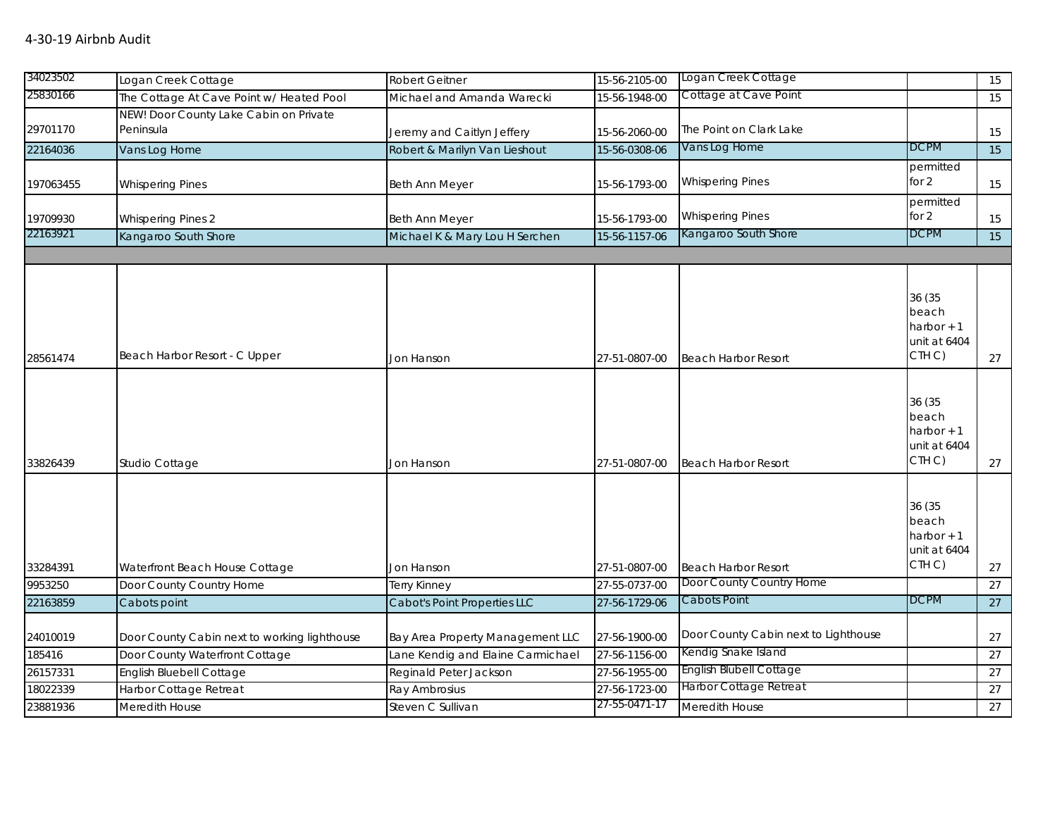4-30-19 Airbnb Audit

| | | | | | | |
|---|---|---|---|---|---|---|
| 34023502 | Logan Creek Cottage | Robert Geitner | 15-56-2105-00 | Logan Creek Cottage | | 15 |
| 25830166 | The Cottage At Cave Point w/ Heated Pool | Michael and Amanda Warecki | 15-56-1948-00 | Cottage at Cave Point | | 15 |
| 29701170 | NEW! Door County Lake Cabin on Private Peninsula | Jeremy and Caitlyn Jeffery | 15-56-2060-00 | The Point on Clark Lake | | 15 |
| 22164036 | Vans Log Home | Robert & Marilyn Van Lieshout | 15-56-0308-06 | Vans Log Home | DCPM | 15 |
| 197063455 | Whispering Pines | Beth Ann Meyer | 15-56-1793-00 | Whispering Pines | permitted for 2 | 15 |
| 19709930 | Whispering Pines 2 | Beth Ann Meyer | 15-56-1793-00 | Whispering Pines | permitted for 2 | 15 |
| 22163921 | Kangaroo South Shore | Michael K & Mary Lou H Serchen | 15-56-1157-06 | Kangaroo South Shore | DCPM | 15 |
| | | | | | | |
| 28561474 | Beach Harbor Resort - C Upper | Jon Hanson | 27-51-0807-00 | Beach Harbor Resort | 36 (35 beach harbor + 1 unit at 6404 CTH C) | 27 |
| 33826439 | Studio Cottage | Jon Hanson | 27-51-0807-00 | Beach Harbor Resort | 36 (35 beach harbor + 1 unit at 6404 CTH C) | 27 |
| 33284391 | Waterfront Beach House Cottage | Jon Hanson | 27-51-0807-00 | Beach Harbor Resort | 36 (35 beach harbor + 1 unit at 6404 CTH C) | 27 |
| 9953250 | Door County Country Home | Terry Kinney | 27-55-0737-00 | Door County Country Home | | 27 |
| 22163859 | Cabots point | Cabot's Point Properties LLC | 27-56-1729-06 | Cabots Point | DCPM | 27 |
| 24010019 | Door County Cabin next to working lighthouse | Bay Area Property Management LLC | 27-56-1900-00 | Door County Cabin next to Lighthouse | | 27 |
| 185416 | Door County Waterfront Cottage | Lane Kendig and Elaine Carmichael | 27-56-1156-00 | Kendig Snake Island | | 27 |
| 26157331 | English Bluebell Cottage | Reginald Peter Jackson | 27-56-1955-00 | English Blubell Cottage | | 27 |
| 18022339 | Harbor Cottage Retreat | Ray Ambrosius | 27-56-1723-00 | Harbor Cottage Retreat | | 27 |
| 23881936 | Meredith House | Steven C Sullivan | 27-55-0471-17 | Meredith House | | 27 |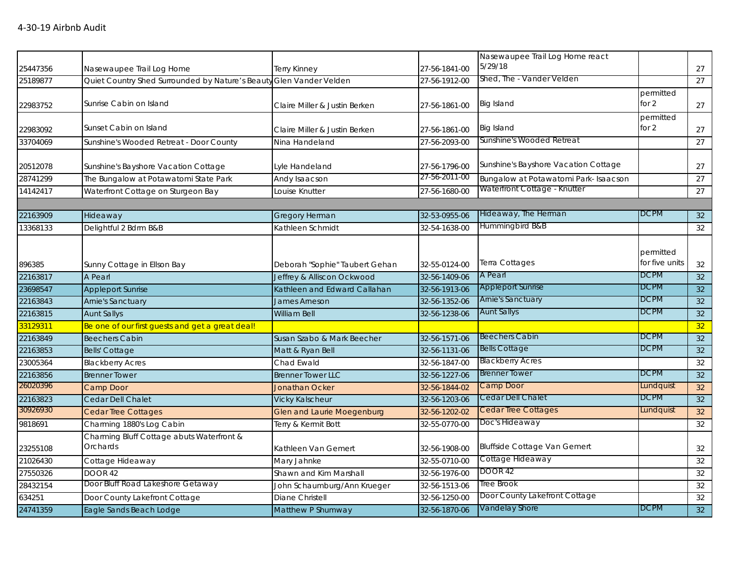4-30-19 Airbnb Audit

| | | | | | | |
|---|---|---|---|---|---|---|
| 25447356 | Nasewaupee Trail Log Home | Terry Kinney | 27-56-1841-00 | Nasewaupee Trail Log Home react 5/29/18 | | 27 |
| 25189877 | Quiet Country Shed Surrounded by Nature's Beauty | Glen Vander Velden | 27-56-1912-00 | Shed, The - Vander Velden | | 27 |
| 22983752 | Sunrise Cabin on Island | Claire Miller & Justin Berken | 27-56-1861-00 | Big Island | permitted for 2 | 27 |
| 22983092 | Sunset Cabin on Island | Claire Miller & Justin Berken | 27-56-1861-00 | Big Island | permitted for 2 | 27 |
| 33704069 | Sunshine's Wooded Retreat - Door County | Nina Handeland | 27-56-2093-00 | Sunshine's Wooded Retreat | | 27 |
| 20512078 | Sunshine's Bayshore Vacation Cottage | Lyle Handeland | 27-56-1796-00 | Sunshine's Bayshore Vacation Cottage | | 27 |
| 28741299 | The Bungalow at Potawatomi State Park | Andy Isaacson | 27-56-2011-00 | Bungalow at Potawatomi Park- Isaacson | | 27 |
| 14142417 | Waterfront Cottage on Sturgeon Bay | Louise Knutter | 27-56-1680-00 | Waterfront Cottage - Knutter | | 27 |
| | | | | | | |
| 22163909 | Hideaway | Gregory Herman | 32-53-0955-06 | Hideaway, The Herman | DCPM | 32 |
| 13368133 | Delightful 2 Bdrm B&B | Kathleen Schmidt | 32-54-1638-00 | Hummingbird B&B | | 32 |
| 896385 | Sunny Cottage in Ellson Bay | Deborah "Sophie" Taubert Gehan | 32-55-0124-00 | Terra Cottages | permitted for five units | 32 |
| 22163817 | A Pearl | Jeffrey & Alliscon Ockwood | 32-56-1409-06 | A Pearl | DCPM | 32 |
| 23698547 | Appleport Sunrise | Kathleen and Edward Callahan | 32-56-1913-06 | Appleport Sunrise | DCPM | 32 |
| 22163843 | Arnie's Sanctuary | James Arneson | 32-56-1352-06 | Arnie's Sanctuary | DCPM | 32 |
| 22163815 | Aunt Sallys | William Bell | 32-56-1238-06 | Aunt Sallys | DCPM | 32 |
| 33129311 | Be one of our first guests and get a great deal! | | | | | 32 |
| 22163849 | Beechers Cabin | Susan Szabo & Mark Beecher | 32-56-1571-06 | Beechers Cabin | DCPM | 32 |
| 22163853 | Bells' Cottage | Matt & Ryan Bell | 32-56-1131-06 | Bells Cottage | DCPM | 32 |
| 23005364 | Blackberry Acres | Chad Ewald | 32-56-1847-00 | Blackberry Acres | | 32 |
| 22163856 | Brenner Tower | Brenner Tower LLC | 32-56-1227-06 | Brenner Tower | DCPM | 32 |
| 26020396 | Camp Door | Jonathan Ocker | 32-56-1844-02 | Camp Door | Lundquist | 32 |
| 22163823 | Cedar Dell Chalet | Vicky Kalscheur | 32-56-1203-06 | Cedar Dell Chalet | DCPM | 32 |
| 30926930 | Cedar Tree Cottages | Glen and Laurie Moegenburg | 32-56-1202-02 | Cedar Tree Cottages | Lundquist | 32 |
| 9818691 | Charming 1880's Log Cabin | Terry & Kermit Bott | 32-55-0770-00 | Doc's Hideaway | | 32 |
| 23255108 | Charming Bluff Cottage abuts Waterfront & Orchards | Kathleen Van Gemert | 32-56-1908-00 | Bluffside Cottage Van Gemert | | 32 |
| 21026430 | Cottage Hideaway | Mary Jahnke | 32-55-0710-00 | Cottage Hideaway | | 32 |
| 27550326 | DOOR 42 | Shawn and Kim Marshall | 32-56-1976-00 | DOOR 42 | | 32 |
| 28432154 | Door Bluff Road Lakeshore Getaway | John Schaumburg/Ann Krueger | 32-56-1513-06 | Tree Brook | | 32 |
| 634251 | Door County Lakefront Cottage | Diane Christell | 32-56-1250-00 | Door County Lakefront Cottage | | 32 |
| 24741359 | Eagle Sands Beach Lodge | Matthew P Shumway | 32-56-1870-06 | Vandelay Shore | DCPM | 32 |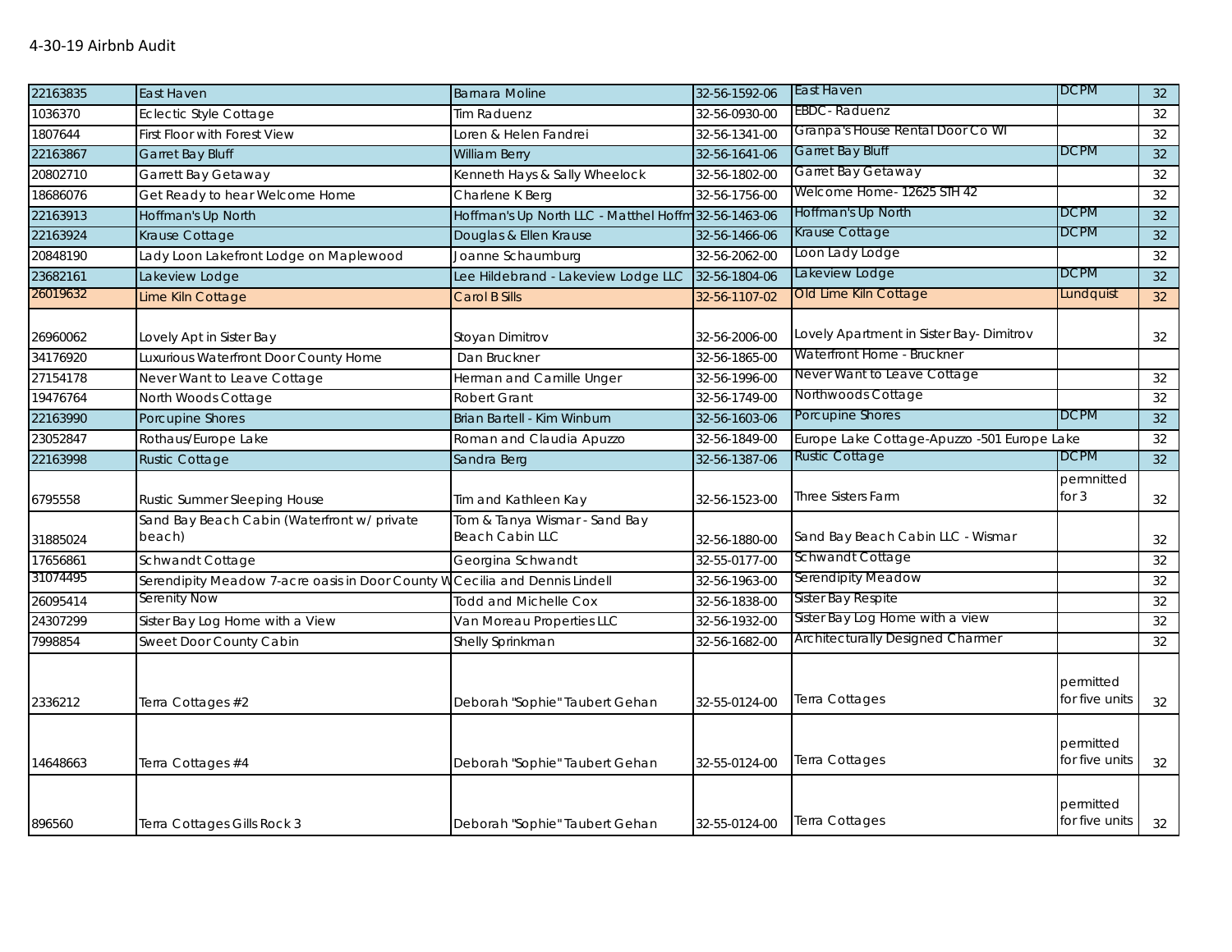4-30-19 Airbnb Audit

| | | | | | | |
|---|---|---|---|---|---|---|
| 22163835 | East Haven | Barnara Moline | 32-56-1592-06 | East Haven | DCPM | 32 |
| 1036370 | Eclectic Style Cottage | Tim Raduenz | 32-56-0930-00 | EBDC- Raduenz | | 32 |
| 1807644 | First Floor with Forest View | Loren & Helen Fandrei | 32-56-1341-00 | Granpa's House Rental Door Co WI | | 32 |
| 22163867 | Garret Bay Bluff | William Berry | 32-56-1641-06 | Garret Bay Bluff | DCPM | 32 |
| 20802710 | Garrett Bay Getaway | Kenneth Hays & Sally Wheelock | 32-56-1802-00 | Garret Bay Getaway | | 32 |
| 18686076 | Get Ready to hear Welcome Home | Charlene K Berg | 32-56-1756-00 | Welcome Home- 12625 STH 42 | | 32 |
| 22163913 | Hoffman's Up North | Hoffman's Up North LLC - Matthel Hoffm | 32-56-1463-06 | Hoffman's Up North | DCPM | 32 |
| 22163924 | Krause Cottage | Douglas & Ellen Krause | 32-56-1466-06 | Krause Cottage | DCPM | 32 |
| 20848190 | Lady Loon Lakefront Lodge on Maplewood | Joanne Schaumburg | 32-56-2062-00 | Loon Lady Lodge | | 32 |
| 23682161 | Lakeview Lodge | Lee Hildebrand - Lakeview Lodge LLC | 32-56-1804-06 | Lakeview Lodge | DCPM | 32 |
| 26019632 | Lime Kiln Cottage | Carol B Sills | 32-56-1107-02 | Old Lime Kiln Cottage | Lundquist | 32 |
| 26960062 | Lovely Apt in Sister Bay | Stoyan Dimitrov | 32-56-2006-00 | Lovely Apartment in Sister Bay- Dimitrov | | 32 |
| 34176920 | Luxurious Waterfront Door County Home | Dan Bruckner | 32-56-1865-00 | Waterfront Home - Bruckner | | |
| 27154178 | Never Want to Leave Cottage | Herman and Camille Unger | 32-56-1996-00 | Never Want to Leave Cottage | | 32 |
| 19476764 | North Woods Cottage | Robert Grant | 32-56-1749-00 | Northwoods Cottage | | 32 |
| 22163990 | Porcupine Shores | Brian Bartell - Kim Winburn | 32-56-1603-06 | Porcupine Shores | DCPM | 32 |
| 23052847 | Rothaus/Europe Lake | Roman and Claudia Apuzzo | 32-56-1849-00 | Europe Lake Cottage-Apuzzo -501 Europe Lake | | 32 |
| 22163998 | Rustic Cottage | Sandra Berg | 32-56-1387-06 | Rustic Cottage | DCPM | 32 |
| 6795558 | Rustic Summer Sleeping House | Tim and Kathleen Kay | 32-56-1523-00 | Three Sisters Farm | permnitted for 3 | 32 |
| 31885024 | Sand Bay Beach Cabin (Waterfront w/ private beach) | Tom & Tanya Wismar - Sand Bay Beach Cabin LLC | 32-56-1880-00 | Sand Bay Beach Cabin LLC - Wismar | | 32 |
| 17656861 | Schwandt Cottage | Georgina Schwandt | 32-55-0177-00 | Schwandt Cottage | | 32 |
| 31074495 | Serendipity Meadow 7-acre oasis in Door County W | Cecilia and Dennis Lindell | 32-56-1963-00 | Serendipity Meadow | | 32 |
| 26095414 | Serenity Now | Todd and Michelle Cox | 32-56-1838-00 | Sister Bay Respite | | 32 |
| 24307299 | Sister Bay Log Home with a View | Van Moreau Properties LLC | 32-56-1932-00 | Sister Bay Log Home with a view | | 32 |
| 7998854 | Sweet Door County Cabin | Shelly Sprinkman | 32-56-1682-00 | Architecturally Designed Charmer | | 32 |
| 2336212 | Terra Cottages #2 | Deborah "Sophie" Taubert Gehan | 32-55-0124-00 | Terra Cottages | permitted for five units | 32 |
| 14648663 | Terra Cottages #4 | Deborah "Sophie" Taubert Gehan | 32-55-0124-00 | Terra Cottages | permitted for five units | 32 |
| 896560 | Terra Cottages Gills Rock 3 | Deborah "Sophie" Taubert Gehan | 32-55-0124-00 | Terra Cottages | permitted for five units | 32 |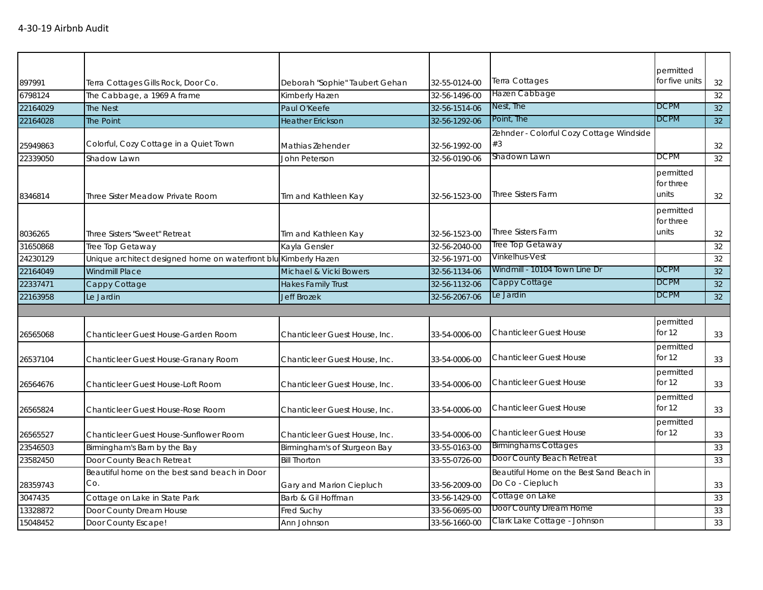4-30-19 Airbnb Audit

| | | | | | | |
|---|---|---|---|---|---|---|
| 897991 | Terra Cottages Gills Rock, Door Co. | Deborah "Sophie" Taubert Gehan | 32-55-0124-00 | Terra Cottages | permitted for five units | 32 |
| 6798124 | The Cabbage, a 1969 A frame | Kimberly Hazen | 32-56-1496-00 | Hazen Cabbage | | 32 |
| 22164029 | The Nest | Paul O'Keefe | 32-56-1514-06 | Nest, The | DCPM | 32 |
| 22164028 | The Point | Heather Erickson | 32-56-1292-06 | Point, The | DCPM | 32 |
| 25949863 | Colorful, Cozy Cottage in a Quiet Town | Mathias Zehender | 32-56-1992-00 | Zehnder - Colorful Cozy Cottage Windside #3 | | 32 |
| 22339050 | Shadow Lawn | John Peterson | 32-56-0190-06 | Shadown Lawn | DCPM | 32 |
| 8346814 | Three Sister Meadow Private Room | Tim and Kathleen Kay | 32-56-1523-00 | Three Sisters Farm | permitted for three units | 32 |
| 8036265 | Three Sisters "Sweet" Retreat | Tim and Kathleen Kay | 32-56-1523-00 | Three Sisters Farm | permitted for three units | 32 |
| 31650868 | Tree Top Getaway | Kayla Gensler | 32-56-2040-00 | Tree Top Getaway | | 32 |
| 24230129 | Unique architect designed home on waterfront blu | Kimberly Hazen | 32-56-1971-00 | Vinkelhus-Vest | | 32 |
| 22164049 | Windmill Place | Michael & Vicki Bowers | 32-56-1134-06 | Windmill - 10104 Town Line Dr | DCPM | 32 |
| 22337471 | Cappy Cottage | Hakes Family Trust | 32-56-1132-06 | Cappy Cottage | DCPM | 32 |
| 22163958 | Le Jardin | Jeff Brozek | 32-56-2067-06 | Le Jardin | DCPM | 32 |
| | | | | | | |
| 26565068 | Chanticleer Guest House-Garden Room | Chanticleer Guest House, Inc. | 33-54-0006-00 | Chanticleer Guest House | permitted for 12 | 33 |
| 26537104 | Chanticleer Guest House-Granary Room | Chanticleer Guest House, Inc. | 33-54-0006-00 | Chanticleer Guest House | permitted for 12 | 33 |
| 26564676 | Chanticleer Guest House-Loft Room | Chanticleer Guest House, Inc. | 33-54-0006-00 | Chanticleer Guest House | permitted for 12 | 33 |
| 26565824 | Chanticleer Guest House-Rose Room | Chanticleer Guest House, Inc. | 33-54-0006-00 | Chanticleer Guest House | permitted for 12 | 33 |
| 26565527 | Chanticleer Guest House-Sunflower Room | Chanticleer Guest House, Inc. | 33-54-0006-00 | Chanticleer Guest House | permitted for 12 | 33 |
| 23546503 | Birmingham's Barn by the Bay | Birmingham's of Sturgeon Bay | 33-55-0163-00 | Birminghams Cottages | | 33 |
| 23582450 | Door County Beach Retreat | Bill Thorton | 33-55-0726-00 | Door County Beach Retreat | | 33 |
| 28359743 | Beautiful home on the best sand beach in Door Co. | Gary and Marion Ciepluch | 33-56-2009-00 | Beautiful Home on the Best Sand Beach in Do Co - Ciepluch | | 33 |
| 3047435 | Cottage on Lake in State Park | Barb & Gil Hoffman | 33-56-1429-00 | Cottage on Lake | | 33 |
| 13328872 | Door County Dream House | Fred Suchy | 33-56-0695-00 | Door County Dream Home | | 33 |
| 15048452 | Door County Escape! | Ann Johnson | 33-56-1660-00 | Clark Lake Cottage - Johnson | | 33 |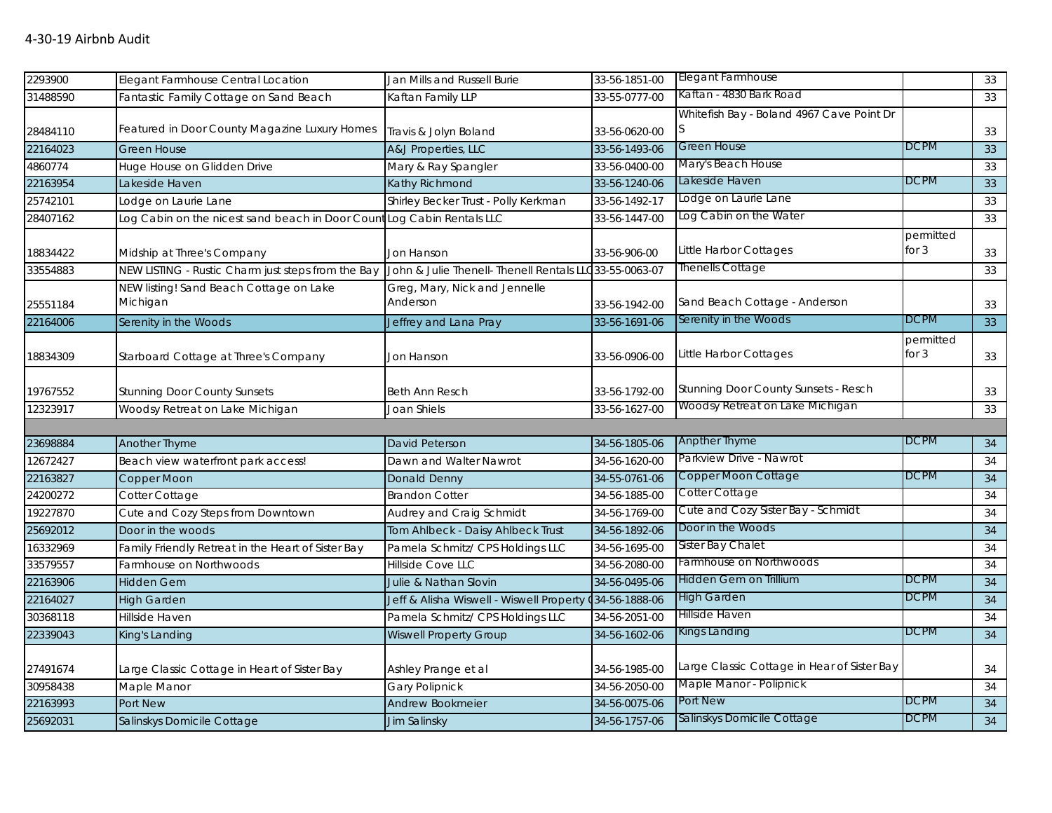4-30-19 Airbnb Audit

| | | | | | | |
|---|---|---|---|---|---|---|
| 2293900 | Elegant Farmhouse Central Location | Jan Mills and Russell Burie | 33-56-1851-00 | Elegant Farmhouse | | 33 |
| 31488590 | Fantastic Family Cottage on Sand Beach | Kaftan Family LLP | 33-55-0777-00 | Kaftan - 4830 Bark Road | | 33 |
| 28484110 | Featured in Door County Magazine Luxury Homes | Travis & Jolyn Boland | 33-56-0620-00 | Whitefish Bay - Boland 4967 Cave Point Dr S | | 33 |
| 22164023 | Green House | A&J Properties, LLC | 33-56-1493-06 | Green House | DCPM | 33 |
| 4860774 | Huge House on Glidden Drive | Mary & Ray Spangler | 33-56-0400-00 | Mary's Beach House | | 33 |
| 22163954 | Lakeside Haven | Kathy Richmond | 33-56-1240-06 | Lakeside Haven | DCPM | 33 |
| 25742101 | Lodge on Laurie Lane | Shirley Becker Trust - Polly Kerkman | 33-56-1492-17 | Lodge on Laurie Lane | | 33 |
| 28407162 | Log Cabin on the nicest sand beach in Door Count | Log Cabin Rentals LLC | 33-56-1447-00 | Log Cabin on the Water | | 33 |
| 18834422 | Midship at Three's Company | Jon Hanson | 33-56-906-00 | Little Harbor Cottages | permitted for 3 | 33 |
| 33554883 | NEW LISTING - Rustic Charm just steps from the Bay | John & Julie Thenell- Thenell Rentals LL | 33-55-0063-07 | Thenells Cottage | | 33 |
| 25551184 | NEW listing! Sand Beach Cottage on Lake Michigan | Greg, Mary, Nick and Jennelle Anderson | 33-56-1942-00 | Sand Beach Cottage - Anderson | | 33 |
| 22164006 | Serenity in the Woods | Jeffrey and Lana Pray | 33-56-1691-06 | Serenity in the Woods | DCPM | 33 |
| 18834309 | Starboard Cottage at Three's Company | Jon Hanson | 33-56-0906-00 | Little Harbor Cottages | permitted for 3 | 33 |
| 19767552 | Stunning Door County Sunsets | Beth Ann Resch | 33-56-1792-00 | Stunning Door County Sunsets - Resch | | 33 |
| 12323917 | Woodsy Retreat on Lake Michigan | Joan Shiels | 33-56-1627-00 | Woodsy Retreat on Lake Michigan | | 33 |
| | | | | | | |
| 23698884 | Another Thyme | David Peterson | 34-56-1805-06 | Anpther Thyme | DCPM | 34 |
| 12672427 | Beach view waterfront park access! | Dawn and Walter Nawrot | 34-56-1620-00 | Parkview Drive - Nawrot | | 34 |
| 22163827 | Copper Moon | Donald Denny | 34-55-0761-06 | Copper Moon Cottage | DCPM | 34 |
| 24200272 | Cotter Cottage | Brandon Cotter | 34-56-1885-00 | Cotter Cottage | | 34 |
| 19227870 | Cute and Cozy Steps from Downtown | Audrey and Craig Schmidt | 34-56-1769-00 | Cute and Cozy Sister Bay - Schmidt | | 34 |
| 25692012 | Door in the woods | Tom Ahlbeck - Daisy Ahlbeck Trust | 34-56-1892-06 | Door in the Woods | | 34 |
| 16332969 | Family Friendly Retreat in the Heart of Sister Bay | Pamela Schmitz/ CPS Holdings LLC | 34-56-1695-00 | Sister Bay Chalet | | 34 |
| 33579557 | Farmhouse on Northwoods | Hillside Cove LLC | 34-56-2080-00 | Farmhouse on Northwoods | | 34 |
| 22163906 | Hidden Gem | Julie & Nathan Slovin | 34-56-0495-06 | Hidden Gem on Trillium | DCPM | 34 |
| 22164027 | High Garden | Jeff & Alisha Wiswell - Wiswell Property | 34-56-1888-06 | High Garden | DCPM | 34 |
| 30368118 | Hillside Haven | Pamela Schmitz/ CPS Holdings LLC | 34-56-2051-00 | Hillside Haven | | 34 |
| 22339043 | King's Landing | Wiswell Property Group | 34-56-1602-06 | Kings Landing | DCPM | 34 |
| 27491674 | Large Classic Cottage in Heart of Sister Bay | Ashley Prange et al | 34-56-1985-00 | Large Classic Cottage in Hear of Sister Bay | | 34 |
| 30958438 | Maple Manor | Gary Polipnick | 34-56-2050-00 | Maple Manor - Polipnick | | 34 |
| 22163993 | Port New | Andrew Bookmeier | 34-56-0075-06 | Port New | DCPM | 34 |
| 25692031 | Salinskys Domicile Cottage | Jim Salinsky | 34-56-1757-06 | Salinskys Domicile Cottage | DCPM | 34 |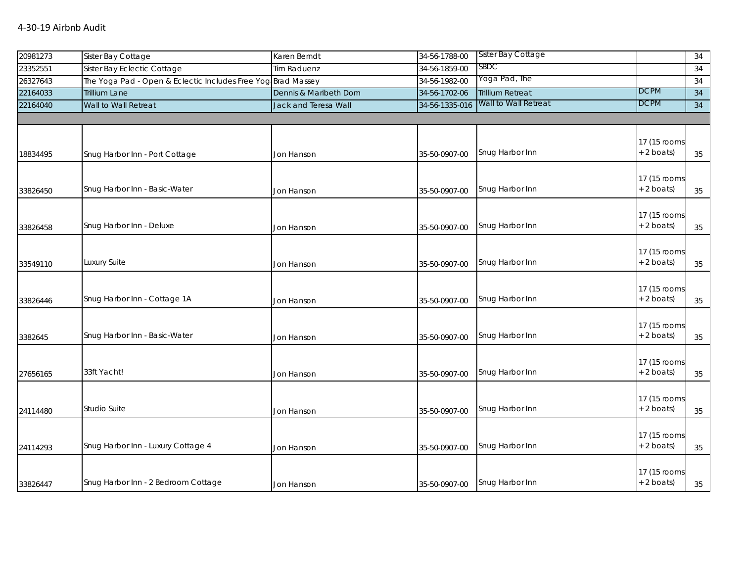4-30-19 Airbnb Audit

| | | | | | | |
|---|---|---|---|---|---|---|
| 20981273 | Sister Bay Cottage | Karen Berndt | 34-56-1788-00 | Sister Bay Cottage | | 34 |
| 23352551 | Sister Bay Eclectic Cottage | Tim Raduenz | 34-56-1859-00 | SBDC | | 34 |
| 26327643 | The Yoga Pad - Open & Eclectic Includes Free Yog | Brad Massey | 34-56-1982-00 | Yoga Pad, The | | 34 |
| 22164033 | Trillium Lane | Dennis & Maribeth Dorn | 34-56-1702-06 | Trillium Retreat | DCPM | 34 |
| 22164040 | Wall to Wall Retreat | Jack and Teresa Wall | 34-56-1335-016 | Wall to Wall Retreat | DCPM | 34 |
| | | | | | | |
| 18834495 | Snug Harbor Inn - Port Cottage | Jon Hanson | 35-50-0907-00 | Snug Harbor Inn | 17 (15 rooms + 2 boats) | 35 |
| 33826450 | Snug Harbor Inn - Basic-Water | Jon Hanson | 35-50-0907-00 | Snug Harbor Inn | 17 (15 rooms + 2 boats) | 35 |
| 33826458 | Snug Harbor Inn - Deluxe | Jon Hanson | 35-50-0907-00 | Snug Harbor Inn | 17 (15 rooms + 2 boats) | 35 |
| 33549110 | Luxury Suite | Jon Hanson | 35-50-0907-00 | Snug Harbor Inn | 17 (15 rooms + 2 boats) | 35 |
| 33826446 | Snug Harbor Inn - Cottage 1A | Jon Hanson | 35-50-0907-00 | Snug Harbor Inn | 17 (15 rooms + 2 boats) | 35 |
| 3382645 | Snug Harbor Inn - Basic-Water | Jon Hanson | 35-50-0907-00 | Snug Harbor Inn | 17 (15 rooms + 2 boats) | 35 |
| 27656165 | 33ft Yacht! | Jon Hanson | 35-50-0907-00 | Snug Harbor Inn | 17 (15 rooms + 2 boats) | 35 |
| 24114480 | Studio Suite | Jon Hanson | 35-50-0907-00 | Snug Harbor Inn | 17 (15 rooms + 2 boats) | 35 |
| 24114293 | Snug Harbor Inn - Luxury Cottage 4 | Jon Hanson | 35-50-0907-00 | Snug Harbor Inn | 17 (15 rooms + 2 boats) | 35 |
| 33826447 | Snug Harbor Inn - 2 Bedroom Cottage | Jon Hanson | 35-50-0907-00 | Snug Harbor Inn | 17 (15 rooms + 2 boats) | 35 |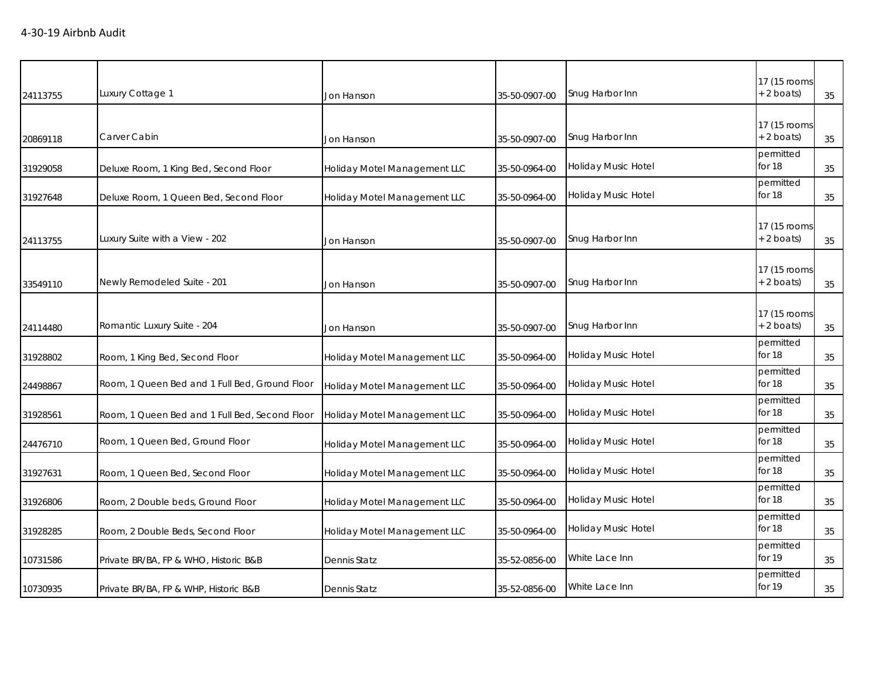4-30-19 Airbnb Audit

| | | | | | | |
|---|---|---|---|---|---|---|
| 24113755 | Luxury Cottage 1 | Jon Hanson | 35-50-0907-00 | Snug Harbor Inn | 17 (15 rooms + 2 boats) | 35 |
| 20869118 | Carver Cabin | Jon Hanson | 35-50-0907-00 | Snug Harbor Inn | 17 (15 rooms + 2 boats) | 35 |
| 31929058 | Deluxe Room, 1 King Bed, Second Floor | Holiday Motel Management LLC | 35-50-0964-00 | Holiday Music Hotel | permitted for 18 | 35 |
| 31927648 | Deluxe Room, 1 Queen Bed, Second Floor | Holiday Motel Management LLC | 35-50-0964-00 | Holiday Music Hotel | permitted for 18 | 35 |
| 24113755 | Luxury Suite with a View - 202 | Jon Hanson | 35-50-0907-00 | Snug Harbor Inn | 17 (15 rooms + 2 boats) | 35 |
| 33549110 | Newly Remodeled Suite - 201 | Jon Hanson | 35-50-0907-00 | Snug Harbor Inn | 17 (15 rooms + 2 boats) | 35 |
| 24114480 | Romantic Luxury Suite - 204 | Jon Hanson | 35-50-0907-00 | Snug Harbor Inn | 17 (15 rooms + 2 boats) | 35 |
| 31928802 | Room, 1 King Bed, Second Floor | Holiday Motel Management LLC | 35-50-0964-00 | Holiday Music Hotel | permitted for 18 | 35 |
| 24498867 | Room, 1 Queen Bed and 1 Full Bed, Ground Floor | Holiday Motel Management LLC | 35-50-0964-00 | Holiday Music Hotel | permitted for 18 | 35 |
| 31928561 | Room, 1 Queen Bed and 1 Full Bed, Second Floor | Holiday Motel Management LLC | 35-50-0964-00 | Holiday Music Hotel | permitted for 18 | 35 |
| 24476710 | Room, 1 Queen Bed, Ground Floor | Holiday Motel Management LLC | 35-50-0964-00 | Holiday Music Hotel | permitted for 18 | 35 |
| 31927631 | Room, 1 Queen Bed, Second Floor | Holiday Motel Management LLC | 35-50-0964-00 | Holiday Music Hotel | permitted for 18 | 35 |
| 31926806 | Room, 2 Double beds, Ground Floor | Holiday Motel Management LLC | 35-50-0964-00 | Holiday Music Hotel | permitted for 18 | 35 |
| 31928285 | Room, 2 Double Beds, Second Floor | Holiday Motel Management LLC | 35-50-0964-00 | Holiday Music Hotel | permitted for 18 | 35 |
| 10731586 | Private BR/BA, FP & WHO, Historic B&B | Dennis Statz | 35-52-0856-00 | White Lace Inn | permitted for 19 | 35 |
| 10730935 | Private BR/BA, FP & WHP, Historic B&B | Dennis Statz | 35-52-0856-00 | White Lace Inn | permitted for 19 | 35 |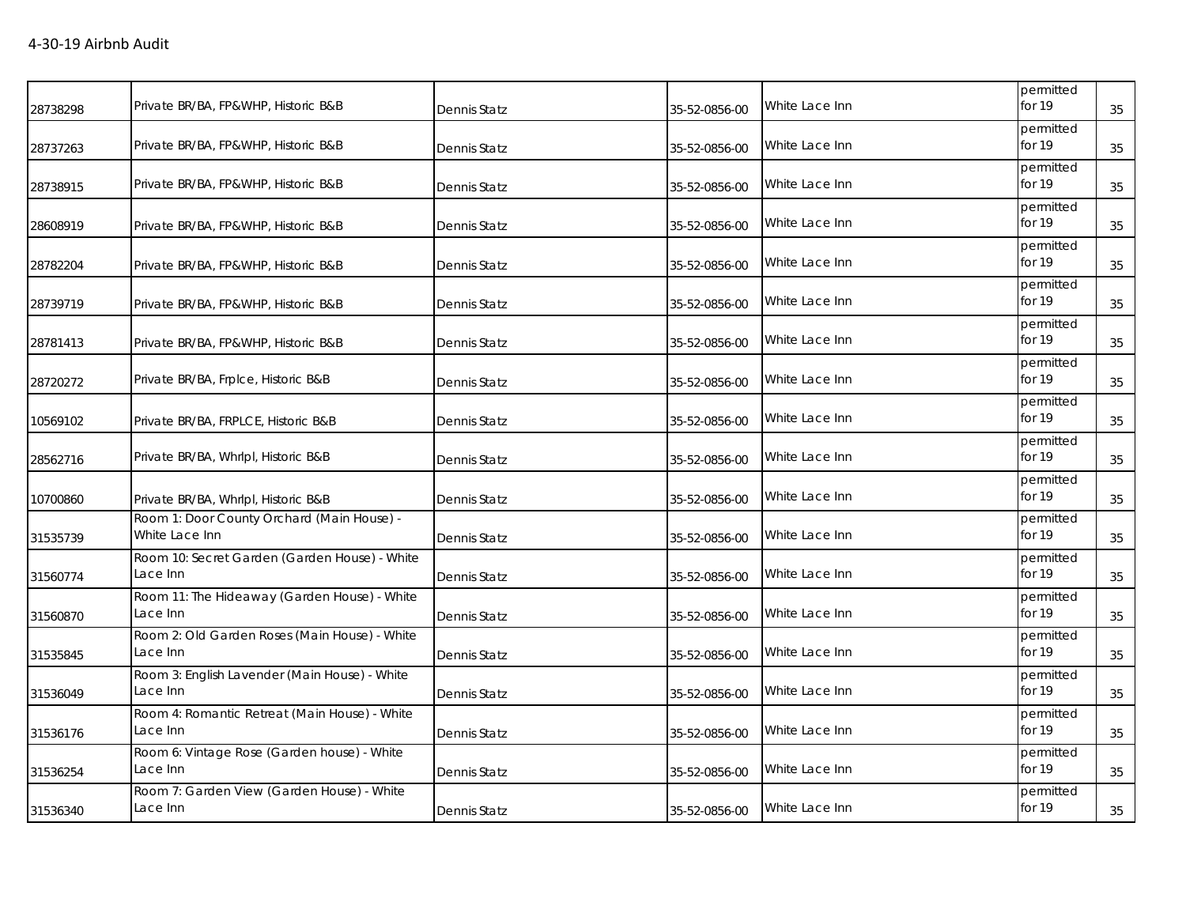4-30-19 Airbnb Audit

| | | | | | | |
|---|---|---|---|---|---|---|
| 28738298 | Private BR/BA, FP&WHP, Historic B&B | Dennis Statz | 35-52-0856-00 | White Lace Inn | permitted for 19 | 35 |
| 28737263 | Private BR/BA, FP&WHP, Historic B&B | Dennis Statz | 35-52-0856-00 | White Lace Inn | permitted for 19 | 35 |
| 28738915 | Private BR/BA, FP&WHP, Historic B&B | Dennis Statz | 35-52-0856-00 | White Lace Inn | permitted for 19 | 35 |
| 28608919 | Private BR/BA, FP&WHP, Historic B&B | Dennis Statz | 35-52-0856-00 | White Lace Inn | permitted for 19 | 35 |
| 28782204 | Private BR/BA, FP&WHP, Historic B&B | Dennis Statz | 35-52-0856-00 | White Lace Inn | permitted for 19 | 35 |
| 28739719 | Private BR/BA, FP&WHP, Historic B&B | Dennis Statz | 35-52-0856-00 | White Lace Inn | permitted for 19 | 35 |
| 28781413 | Private BR/BA, FP&WHP, Historic B&B | Dennis Statz | 35-52-0856-00 | White Lace Inn | permitted for 19 | 35 |
| 28720272 | Private BR/BA, Frplce, Historic B&B | Dennis Statz | 35-52-0856-00 | White Lace Inn | permitted for 19 | 35 |
| 10569102 | Private BR/BA, FRPLCE, Historic B&B | Dennis Statz | 35-52-0856-00 | White Lace Inn | permitted for 19 | 35 |
| 28562716 | Private BR/BA, Whrlpl, Historic B&B | Dennis Statz | 35-52-0856-00 | White Lace Inn | permitted for 19 | 35 |
| 10700860 | Private BR/BA, Whrlpl, Historic B&B | Dennis Statz | 35-52-0856-00 | White Lace Inn | permitted for 19 | 35 |
| 31535739 | Room 1: Door County Orchard (Main House) - White Lace Inn | Dennis Statz | 35-52-0856-00 | White Lace Inn | permitted for 19 | 35 |
| 31560774 | Room 10: Secret Garden (Garden House) - White Lace Inn | Dennis Statz | 35-52-0856-00 | White Lace Inn | permitted for 19 | 35 |
| 31560870 | Room 11: The Hideaway (Garden House) - White Lace Inn | Dennis Statz | 35-52-0856-00 | White Lace Inn | permitted for 19 | 35 |
| 31535845 | Room 2: Old Garden Roses (Main House) - White Lace Inn | Dennis Statz | 35-52-0856-00 | White Lace Inn | permitted for 19 | 35 |
| 31536049 | Room 3: English Lavender (Main House) - White Lace Inn | Dennis Statz | 35-52-0856-00 | White Lace Inn | permitted for 19 | 35 |
| 31536176 | Room 4: Romantic Retreat (Main House) - White Lace Inn | Dennis Statz | 35-52-0856-00 | White Lace Inn | permitted for 19 | 35 |
| 31536254 | Room 6: Vintage Rose (Garden house) - White Lace Inn | Dennis Statz | 35-52-0856-00 | White Lace Inn | permitted for 19 | 35 |
| 31536340 | Room 7: Garden View (Garden House) - White Lace Inn | Dennis Statz | 35-52-0856-00 | White Lace Inn | permitted for 19 | 35 |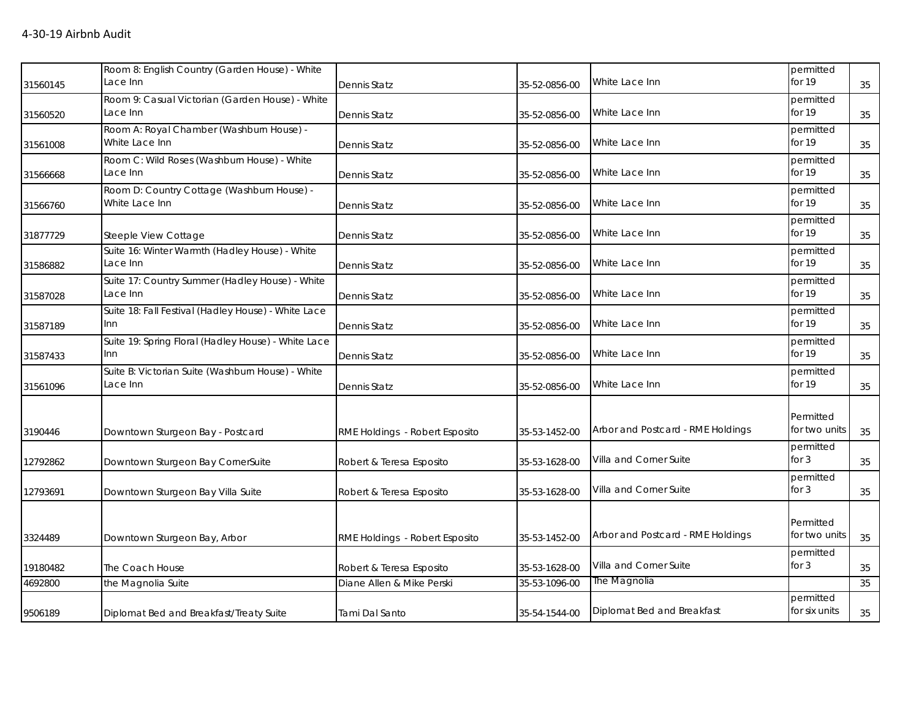4-30-19 Airbnb Audit

| | | | | | | |
|---|---|---|---|---|---|---|
| 31560145 | Room 8: English Country (Garden House) - White Lace Inn | Dennis Statz | 35-52-0856-00 | White Lace Inn | permitted for 19 | 35 |
| 31560520 | Room 9: Casual Victorian (Garden House) - White Lace Inn | Dennis Statz | 35-52-0856-00 | White Lace Inn | permitted for 19 | 35 |
| 31561008 | Room A: Royal Chamber (Washburn House) - White Lace Inn | Dennis Statz | 35-52-0856-00 | White Lace Inn | permitted for 19 | 35 |
| 31566668 | Room C: Wild Roses (Washburn House) - White Lace Inn | Dennis Statz | 35-52-0856-00 | White Lace Inn | permitted for 19 | 35 |
| 31566760 | Room D: Country Cottage (Washburn House) - White Lace Inn | Dennis Statz | 35-52-0856-00 | White Lace Inn | permitted for 19 | 35 |
| 31877729 | Steeple View Cottage | Dennis Statz | 35-52-0856-00 | White Lace Inn | permitted for 19 | 35 |
| 31586882 | Suite 16: Winter Warmth (Hadley House) - White Lace Inn | Dennis Statz | 35-52-0856-00 | White Lace Inn | permitted for 19 | 35 |
| 31587028 | Suite 17: Country Summer (Hadley House) - White Lace Inn | Dennis Statz | 35-52-0856-00 | White Lace Inn | permitted for 19 | 35 |
| 31587189 | Suite 18: Fall Festival (Hadley House) - White Lace Inn | Dennis Statz | 35-52-0856-00 | White Lace Inn | permitted for 19 | 35 |
| 31587433 | Suite 19: Spring Floral (Hadley House) - White Lace Inn | Dennis Statz | 35-52-0856-00 | White Lace Inn | permitted for 19 | 35 |
| 31561096 | Suite B: Victorian Suite (Washburn House) - White Lace Inn | Dennis Statz | 35-52-0856-00 | White Lace Inn | permitted for 19 | 35 |
| 3190446 | Downtown Sturgeon Bay - Postcard | RME Holdings - Robert Esposito | 35-53-1452-00 | Arbor and Postcard - RME Holdings | Permitted for two units | 35 |
| 12792862 | Downtown Sturgeon Bay CornerSuite | Robert & Teresa Esposito | 35-53-1628-00 | Villa and Corner Suite | permitted for 3 | 35 |
| 12793691 | Downtown Sturgeon Bay Villa Suite | Robert & Teresa Esposito | 35-53-1628-00 | Villa and Corner Suite | permitted for 3 | 35 |
| 3324489 | Downtown Sturgeon Bay, Arbor | RME Holdings - Robert Esposito | 35-53-1452-00 | Arbor and Postcard - RME Holdings | Permitted for two units | 35 |
| 19180482 | The Coach House | Robert & Teresa Esposito | 35-53-1628-00 | Villa and Corner Suite | permitted for 3 | 35 |
| 4692800 | the Magnolia Suite | Diane Allen & Mike Perski | 35-53-1096-00 | The Magnolia | | 35 |
| 9506189 | Diplomat Bed and Breakfast/Treaty Suite | Tami Dal Santo | 35-54-1544-00 | Diplomat Bed and Breakfast | permitted for six units | 35 |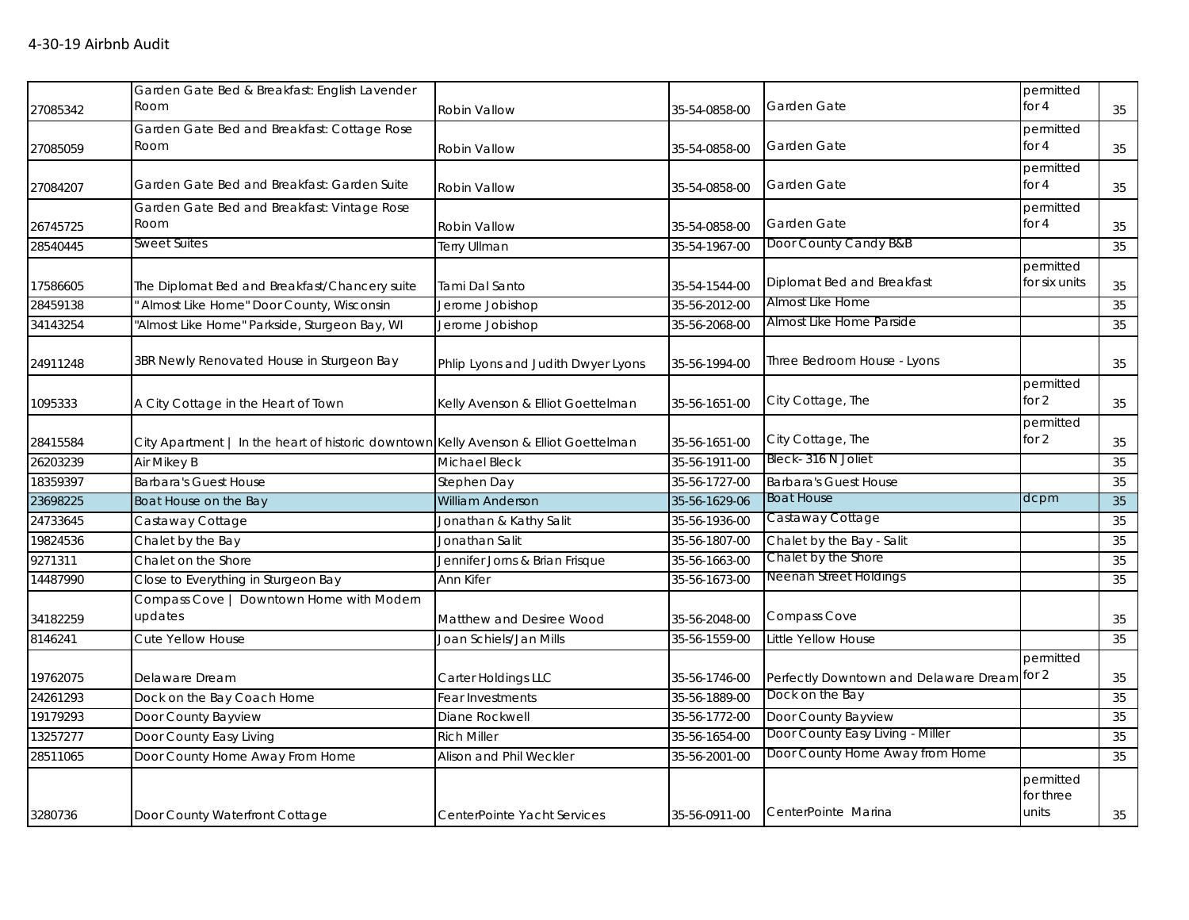4-30-19 Airbnb Audit

| | | | | | | |
|---|---|---|---|---|---|---|
| 27085342 | Garden Gate Bed & Breakfast: English Lavender Room | Robin Vallow | 35-54-0858-00 | Garden Gate | permitted for 4 | 35 |
| 27085059 | Garden Gate Bed and Breakfast: Cottage Rose Room | Robin Vallow | 35-54-0858-00 | Garden Gate | permitted for 4 | 35 |
| 27084207 | Garden Gate Bed and Breakfast: Garden Suite | Robin Vallow | 35-54-0858-00 | Garden Gate | permitted for 4 | 35 |
| 26745725 | Garden Gate Bed and Breakfast: Vintage Rose Room | Robin Vallow | 35-54-0858-00 | Garden Gate | permitted for 4 | 35 |
| 28540445 | Sweet Suites | Terry Ullman | 35-54-1967-00 | Door County Candy B&B | | 35 |
| 17586605 | The Diplomat Bed and Breakfast/Chancery suite | Tami Dal Santo | 35-54-1544-00 | Diplomat Bed and Breakfast | permitted for six units | 35 |
| 28459138 | " Almost Like Home" Door County, Wisconsin | Jerome Jobishop | 35-56-2012-00 | Almost Like Home | | 35 |
| 34143254 | "Almost Like Home" Parkside, Sturgeon Bay, WI | Jerome Jobishop | 35-56-2068-00 | Almost Like Home Parside | | 35 |
| 24911248 | 3BR Newly Renovated House in Sturgeon Bay | Phlip Lyons and Judith Dwyer Lyons | 35-56-1994-00 | Three Bedroom House - Lyons | | 35 |
| 1095333 | A City Cottage in the Heart of Town | Kelly Avenson & Elliot Goettelman | 35-56-1651-00 | City Cottage, The | permitted for 2 | 35 |
| 28415584 | City Apartment \| In the heart of historic downtown | Kelly Avenson & Elliot Goettelman | 35-56-1651-00 | City Cottage, The | permitted for 2 | 35 |
| 26203239 | Air Mikey B | Michael Bleck | 35-56-1911-00 | Bleck- 316 N Joliet | | 35 |
| 18359397 | Barbara's Guest House | Stephen Day | 35-56-1727-00 | Barbara's Guest House | | 35 |
| 23698225 | Boat House on the Bay | William Anderson | 35-56-1629-06 | Boat House | dcpm | 35 |
| 24733645 | Castaway Cottage | Jonathan & Kathy Salit | 35-56-1936-00 | Castaway Cottage | | 35 |
| 19824536 | Chalet by the Bay | Jonathan Salit | 35-56-1807-00 | Chalet by the Bay - Salit | | 35 |
| 9271311 | Chalet on the Shore | Jennifer Jorns & Brian Frisque | 35-56-1663-00 | Chalet by the Shore | | 35 |
| 14487990 | Close to Everything in Sturgeon Bay | Ann Kifer | 35-56-1673-00 | Neenah Street Holdings | | 35 |
| 34182259 | Compass Cove \| Downtown Home with Modern updates | Matthew and Desiree Wood | 35-56-2048-00 | Compass Cove | | 35 |
| 8146241 | Cute Yellow House | Joan Schiels/Jan Mills | 35-56-1559-00 | Little Yellow House | | 35 |
| 19762075 | Delaware Dream | Carter Holdings LLC | 35-56-1746-00 | Perfectly Downtown and Delaware Dream | permitted for 2 | 35 |
| 24261293 | Dock on the Bay Coach Home | Fear Investments | 35-56-1889-00 | Dock on the Bay | | 35 |
| 19179293 | Door County Bayview | Diane Rockwell | 35-56-1772-00 | Door County Bayview | | 35 |
| 13257277 | Door County Easy Living | Rich Miller | 35-56-1654-00 | Door County Easy Living - Miller | | 35 |
| 28511065 | Door County Home Away From Home | Alison and Phil Weckler | 35-56-2001-00 | Door County Home Away from Home | | 35 |
| 3280736 | Door County Waterfront Cottage | CenterPointe Yacht Services | 35-56-0911-00 | CenterPointe Marina | permitted for three units | 35 |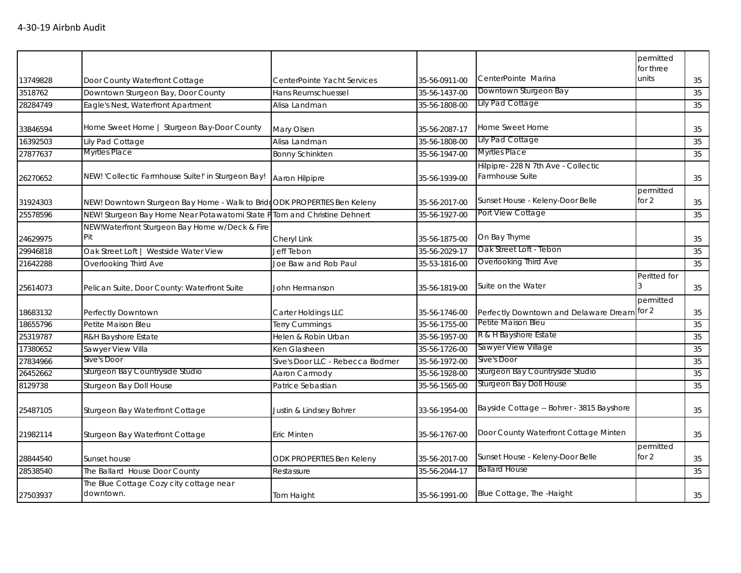4-30-19 Airbnb Audit

| | | | | | | |
|---|---|---|---|---|---|---|
| 13749828 | Door County Waterfront Cottage | CenterPointe Yacht Services | 35-56-0911-00 | CenterPointe Marina | permitted for three units | 35 |
| 3518762 | Downtown Sturgeon Bay, Door County | Hans Reumschuessel | 35-56-1437-00 | Downtown Sturgeon Bay | | 35 |
| 28284749 | Eagle's Nest, Waterfront Apartment | Alisa Landman | 35-56-1808-00 | Lily Pad Cottage | | 35 |
| 33846594 | Home Sweet Home \| Sturgeon Bay-Door County | Mary Olsen | 35-56-2087-17 | Home Sweet Home | | 35 |
| 16392503 | Lily Pad Cottage | Alisa Landman | 35-56-1808-00 | Lily Pad Cottage | | 35 |
| 27877637 | Myrtles Place | Bonny Schinkten | 35-56-1947-00 | Myrtles Place | | 35 |
| 26270652 | NEW! 'Collectic Farmhouse Suite!' in Sturgeon Bay! | Aaron Hilpipre | 35-56-1939-00 | Hilpipre- 228 N 7th Ave - Collectic Farmhouse Suite | | 35 |
| 31924303 | NEW! Downtown Sturgeon Bay Home - Walk to Brid | ODK PROPERTIES Ben Keleny | 35-56-2017-00 | Sunset House - Keleny-Door Belle | permitted for 2 | 35 |
| 25578596 | NEW! Sturgeon Bay Home Near Potawatomi State P | Tom and Christine Dehnert | 35-56-1927-00 | Port View Cottage | | 35 |
| 24629975 | NEW!Waterfront Sturgeon Bay Home w/Deck & Fire Pit | Cheryl Link | 35-56-1875-00 | On Bay Thyme | | 35 |
| 29946818 | Oak Street Loft \| Westside Water View | Jeff Tebon | 35-56-2029-17 | Oak Street Loft - Tebon | | 35 |
| 21642288 | Overlooking Third Ave | Joe Baw and Rob Paul | 35-53-1816-00 | Overlooking Third Ave | | 35 |
| 25614073 | Pelican Suite, Door County: Waterfront Suite | John Hermanson | 35-56-1819-00 | Suite on the Water | Peritted for 3 | 35 |
| 18683132 | Perfectly Downtown | Carter Holdings LLC | 35-56-1746-00 | Perfectly Downtown and Delaware Dream | permitted for 2 | 35 |
| 18655796 | Petite Maison Bleu | Terry Cummings | 35-56-1755-00 | Petite Maison Bleu | | 35 |
| 25319787 | R&H Bayshore Estate | Helen & Robin Urban | 35-56-1957-00 | R & H Bayshore Estate | | 35 |
| 17380652 | Sawyer View Villa | Ken Glasheen | 35-56-1726-00 | Sawyer View Village | | 35 |
| 27834966 | Sive's Door | Sive's Door LLC - Rebecca Bodmer | 35-56-1972-00 | Sive's Door | | 35 |
| 26452662 | Sturgeon Bay Countryside Studio | Aaron Carmody | 35-56-1928-00 | Sturgeon Bay Countryside Studio | | 35 |
| 8129738 | Sturgeon Bay Doll House | Patrice Sebastian | 35-56-1565-00 | Sturgeon Bay Doll House | | 35 |
| 25487105 | Sturgeon Bay Waterfront Cottage | Justin & Lindsey Bohrer | 33-56-1954-00 | Bayside Cottage -- Bohrer - 3815 Bayshore | | 35 |
| 21982114 | Sturgeon Bay Waterfront Cottage | Eric Minten | 35-56-1767-00 | Door County Waterfront Cottage Minten | | 35 |
| 28844540 | Sunset house | ODK PROPERTIES Ben Keleny | 35-56-2017-00 | Sunset House - Keleny-Door Belle | permitted for 2 | 35 |
| 28538540 | The Ballard House Door County | Restassure | 35-56-2044-17 | Ballard House | | 35 |
| 27503937 | The Blue Cottage Cozy city cottage near downtown. | Tom Haight | 35-56-1991-00 | Blue Cottage, The -Haight | | 35 |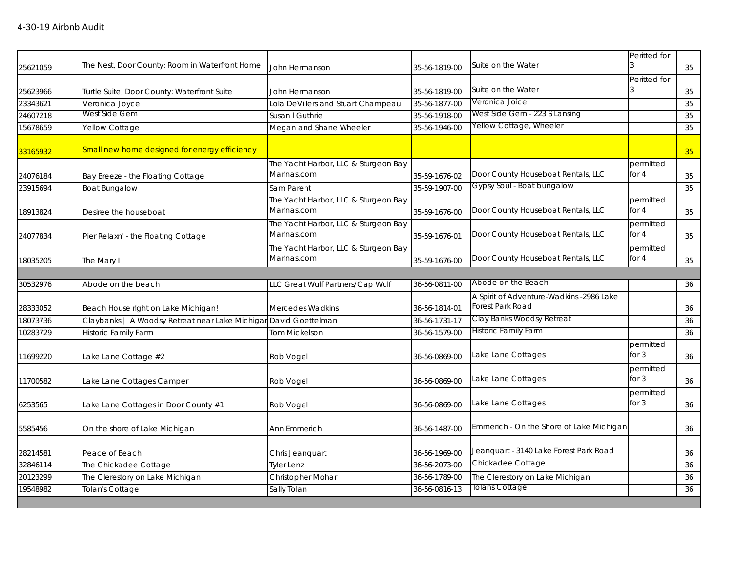4-30-19 Airbnb Audit

| | | | | | | |
|---|---|---|---|---|---|---|
| 25621059 | The Nest, Door County: Room in Waterfront Home | John Hermanson | 35-56-1819-00 | Suite on the Water | Peritted for 3 | 35 |
| 25623966 | Turtle Suite, Door County: Waterfront Suite | John Hermanson | 35-56-1819-00 | Suite on the Water | Peritted for 3 | 35 |
| 23343621 | Veronica Joyce | Lola DeVillers and Stuart Champeau | 35-56-1877-00 | Veronica Joice | | 35 |
| 24607218 | West Side Gem | Susan I Guthrie | 35-56-1918-00 | West Side Gem - 223 S Lansing | | 35 |
| 15678659 | Yellow Cottage | Megan and Shane Wheeler | 35-56-1946-00 | Yellow Cottage, Wheeler | | 35 |
| 33165932 | Small new home designed for energy efficiency | | | | | 35 |
| 24076184 | Bay Breeze - the Floating Cottage | The Yacht Harbor, LLC & Sturgeon Bay Marinas.com | 35-59-1676-02 | Door County Houseboat Rentals, LLC | permitted for 4 | 35 |
| 23915694 | Boat Bungalow | Sam Parent | 35-59-1907-00 | Gypsy Soul - Boat bungalow | | 35 |
| 18913824 | Desiree the houseboat | The Yacht Harbor, LLC & Sturgeon Bay Marinas.com | 35-59-1676-00 | Door County Houseboat Rentals, LLC | permitted for 4 | 35 |
| 24077834 | Pier Relaxn' - the Floating Cottage | The Yacht Harbor, LLC & Sturgeon Bay Marinas.com | 35-59-1676-01 | Door County Houseboat Rentals, LLC | permitted for 4 | 35 |
| 18035205 | The Mary I | The Yacht Harbor, LLC & Sturgeon Bay Marinas.com | 35-59-1676-00 | Door County Houseboat Rentals, LLC | permitted for 4 | 35 |
| | | | | | | |
| 30532976 | Abode on the beach | LLC Great Wulf Partners/Cap Wulf | 36-56-0811-00 | Abode on the Beach | | 36 |
| 28333052 | Beach House right on Lake Michigan! | Mercedes Wadkins | 36-56-1814-01 | A Spirit of Adventure-Wadkins -2986 Lake Forest Park Road | | 36 |
| 18073736 | Claybanks \| A Woodsy Retreat near Lake Michigan | David Goettelman | 36-56-1731-17 | Clay Banks Woodsy Retreat | | 36 |
| 10283729 | Historic Family Farm | Tom Mickelson | 36-56-1579-00 | Historic Family Farm | | 36 |
| 11699220 | Lake Lane Cottage #2 | Rob Vogel | 36-56-0869-00 | Lake Lane Cottages | permitted for 3 | 36 |
| 11700582 | Lake Lane Cottages Camper | Rob Vogel | 36-56-0869-00 | Lake Lane Cottages | permitted for 3 | 36 |
| 6253565 | Lake Lane Cottages in Door County #1 | Rob Vogel | 36-56-0869-00 | Lake Lane Cottages | permitted for 3 | 36 |
| 5585456 | On the shore of Lake Michigan | Ann Emmerich | 36-56-1487-00 | Emmerich - On the Shore of Lake Michigan | | 36 |
| 28214581 | Peace of Beach | Chris Jeanquart | 36-56-1969-00 | Jeanquart - 3140 Lake Forest Park Road | | 36 |
| 32846114 | The Chickadee Cottage | Tyler Lenz | 36-56-2073-00 | Chickadee Cottage | | 36 |
| 20123299 | The Clerestory on Lake Michigan | Christopher Mohar | 36-56-1789-00 | The Clerestory on Lake Michigan | | 36 |
| 19548982 | Tolan's Cottage | Sally Tolan | 36-56-0816-13 | Tolans Cottage | | 36 |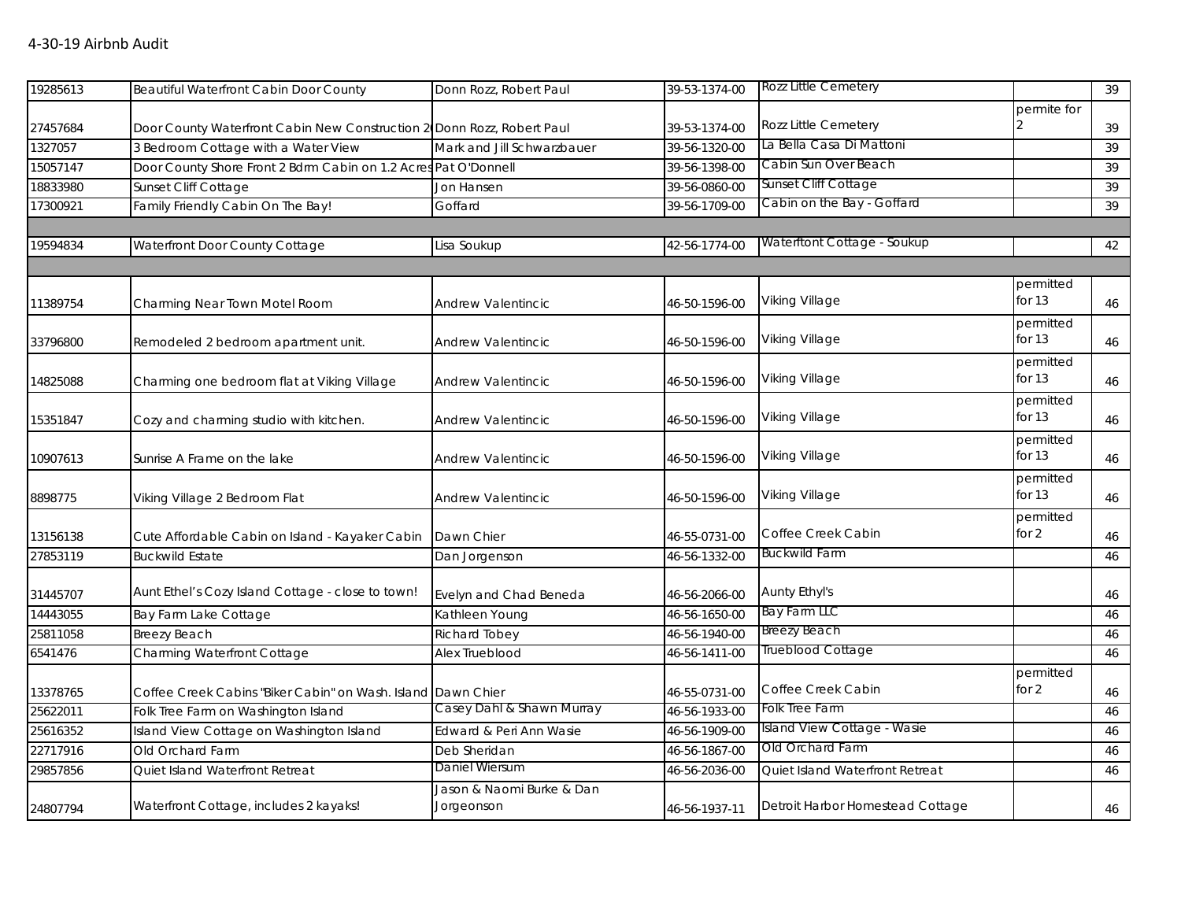4-30-19 Airbnb Audit

| | | | | | | |
|---|---|---|---|---|---|---|
| 19285613 | Beautiful Waterfront Cabin Door County | Donn Rozz, Robert Paul | 39-53-1374-00 | Rozz Little Cemetery | | 39 |
| 27457684 | Door County Waterfront Cabin New Construction 2( | Donn Rozz, Robert Paul | 39-53-1374-00 | Rozz Little Cemetery | permite for 2 | 39 |
| 1327057 | 3 Bedroom Cottage with a Water View | Mark and Jill Schwarzbauer | 39-56-1320-00 | La Bella Casa Di Mattoni | | 39 |
| 15057147 | Door County Shore Front 2 Bdrm Cabin on 1.2 Acres | Pat O'Donnell | 39-56-1398-00 | Cabin Sun Over Beach | | 39 |
| 18833980 | Sunset Cliff Cottage | Jon Hansen | 39-56-0860-00 | Sunset Cliff Cottage | | 39 |
| 17300921 | Family Friendly Cabin On The Bay! | Goffard | 39-56-1709-00 | Cabin on the Bay - Goffard | | 39 |
| | | | | | | |
| 19594834 | Waterfront Door County Cottage | Lisa Soukup | 42-56-1774-00 | Waterftont Cottage - Soukup | | 42 |
| | | | | | | |
| 11389754 | Charming Near Town Motel Room | Andrew Valentincic | 46-50-1596-00 | Viking Village | permitted for 13 | 46 |
| 33796800 | Remodeled 2 bedroom apartment unit. | Andrew Valentincic | 46-50-1596-00 | Viking Village | permitted for 13 | 46 |
| 14825088 | Charming one bedroom flat at Viking Village | Andrew Valentincic | 46-50-1596-00 | Viking Village | permitted for 13 | 46 |
| 15351847 | Cozy and charming studio with kitchen. | Andrew Valentincic | 46-50-1596-00 | Viking Village | permitted for 13 | 46 |
| 10907613 | Sunrise A Frame on the lake | Andrew Valentincic | 46-50-1596-00 | Viking Village | permitted for 13 | 46 |
| 8898775 | Viking Village 2 Bedroom Flat | Andrew Valentincic | 46-50-1596-00 | Viking Village | permitted for 13 | 46 |
| 13156138 | Cute Affordable Cabin on Island - Kayaker Cabin | Dawn Chier | 46-55-0731-00 | Coffee Creek Cabin | permitted for 2 | 46 |
| 27853119 | Buckwild Estate | Dan Jorgenson | 46-56-1332-00 | Buckwild Farm | | 46 |
| 31445707 | Aunt Ethel's Cozy Island Cottage - close to town! | Evelyn and Chad Beneda | 46-56-2066-00 | Aunty Ethyl's | | 46 |
| 14443055 | Bay Farm Lake Cottage | Kathleen Young | 46-56-1650-00 | Bay Farm LLC | | 46 |
| 25811058 | Breezy Beach | Richard Tobey | 46-56-1940-00 | Breezy Beach | | 46 |
| 6541476 | Charming Waterfront Cottage | Alex Trueblood | 46-56-1411-00 | Trueblood Cottage | | 46 |
| 13378765 | Coffee Creek Cabins "Biker Cabin" on Wash. Island | Dawn Chier | 46-55-0731-00 | Coffee Creek Cabin | permitted for 2 | 46 |
| 25622011 | Folk Tree Farm on Washington Island | Casey Dahl & Shawn Murray | 46-56-1933-00 | Folk Tree Farm | | 46 |
| 25616352 | Island View Cottage on Washington Island | Edward & Peri Ann Wasie | 46-56-1909-00 | Island View Cottage - Wasie | | 46 |
| 22717916 | Old Orchard Farm | Deb Sheridan | 46-56-1867-00 | Old Orchard Farm | | 46 |
| 29857856 | Quiet Island Waterfront Retreat | Daniel Wiersum | 46-56-2036-00 | Quiet Island Waterfront Retreat | | 46 |
| 24807794 | Waterfront Cottage, includes 2 kayaks! | Jason & Naomi Burke & Dan Jorgeonson | 46-56-1937-11 | Detroit Harbor Homestead Cottage | | 46 |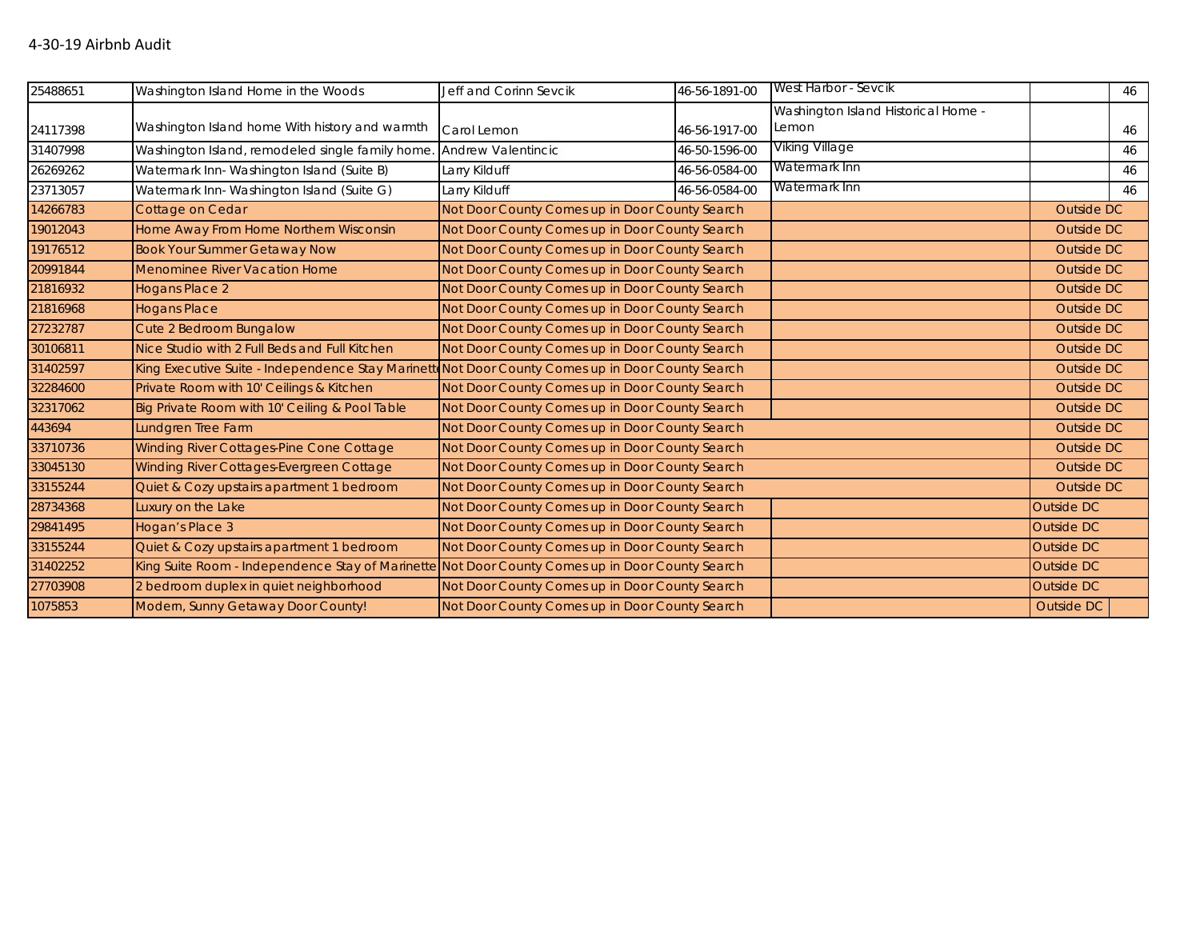4-30-19 Airbnb Audit

| | | | | | | |
|---|---|---|---|---|---|---|
| 25488651 | Washington Island Home in the Woods | Jeff and Corinn Sevcik | 46-56-1891-00 | West Harbor - Sevcik | | 46 |
| 24117398 | Washington Island home With history and warmth | Carol Lemon | 46-56-1917-00 | Washington Island Historical Home - Lemon | | 46 |
| 31407998 | Washington Island, remodeled single family home. | Andrew Valentincic | 46-50-1596-00 | Viking Village | | 46 |
| 26269262 | Watermark Inn- Washington Island (Suite B) | Larry Kilduff | 46-56-0584-00 | Watermark Inn | | 46 |
| 23713057 | Watermark Inn- Washington Island (Suite G) | Larry Kilduff | 46-56-0584-00 | Watermark Inn | | 46 |
| 14266783 | Cottage on Cedar | Not Door County Comes up in Door County Search | | | Outside DC | |
| 19012043 | Home Away From Home Northern Wisconsin | Not Door County Comes up in Door County Search | | | Outside DC | |
| 19176512 | Book Your Summer Getaway Now | Not Door County Comes up in Door County Search | | | Outside DC | |
| 20991844 | Menominee River Vacation Home | Not Door County Comes up in Door County Search | | | Outside DC | |
| 21816932 | Hogans Place 2 | Not Door County Comes up in Door County Search | | | Outside DC | |
| 21816968 | Hogans Place | Not Door County Comes up in Door County Search | | | Outside DC | |
| 27232787 | Cute 2 Bedroom Bungalow | Not Door County Comes up in Door County Search | | | Outside DC | |
| 30106811 | Nice Studio with 2 Full Beds and Full Kitchen | Not Door County Comes up in Door County Search | | | Outside DC | |
| 31402597 | King Executive Suite - Independence Stay Marinette | Not Door County Comes up in Door County Search | | | Outside DC | |
| 32284600 | Private Room with 10' Ceilings & Kitchen | Not Door County Comes up in Door County Search | | | Outside DC | |
| 32317062 | Big Private Room with 10' Ceiling & Pool Table | Not Door County Comes up in Door County Search | | | Outside DC | |
| 443694 | Lundgren Tree Farm | Not Door County Comes up in Door County Search | | | Outside DC | |
| 33710736 | Winding River Cottages-Pine Cone Cottage | Not Door County Comes up in Door County Search | | | Outside DC | |
| 33045130 | Winding River Cottages-Evergreen Cottage | Not Door County Comes up in Door County Search | | | Outside DC | |
| 33155244 | Quiet & Cozy upstairs apartment 1 bedroom | Not Door County Comes up in Door County Search | | | Outside DC | |
| 28734368 | Luxury on the Lake | Not Door County Comes up in Door County Search | | | Outside DC | |
| 29841495 | Hogan's Place 3 | Not Door County Comes up in Door County Search | | | Outside DC | |
| 33155244 | Quiet & Cozy upstairs apartment 1 bedroom | Not Door County Comes up in Door County Search | | | Outside DC | |
| 31402252 | King Suite Room - Independence Stay of Marinette | Not Door County Comes up in Door County Search | | | Outside DC | |
| 27703908 | 2 bedroom duplex in quiet neighborhood | Not Door County Comes up in Door County Search | | | Outside DC | |
| 1075853 | Modern, Sunny Getaway Door County! | Not Door County Comes up in Door County Search | | | Outside DC | |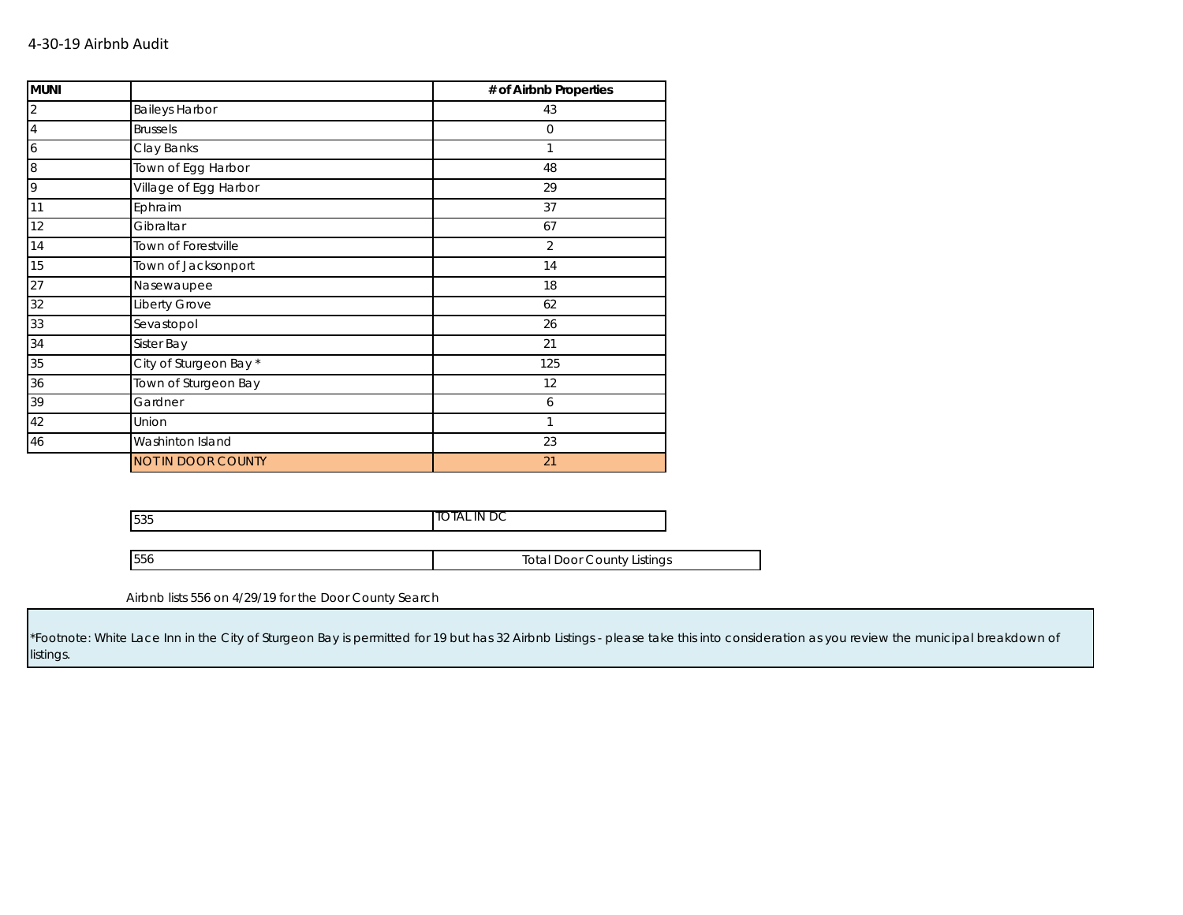4-30-19 Airbnb Audit

| MUNI | | # of Airbnb Properties |
|---|---|---|
| 2 | Baileys Harbor | 43 |
| 4 | Brussels | 0 |
| 6 | Clay Banks | 1 |
| 8 | Town of Egg Harbor | 48 |
| 9 | Village of Egg Harbor | 29 |
| 11 | Ephraim | 37 |
| 12 | Gibraltar | 67 |
| 14 | Town of Forestville | 2 |
| 15 | Town of Jacksonport | 14 |
| 27 | Nasewaupee | 18 |
| 32 | Liberty Grove | 62 |
| 33 | Sevastopol | 26 |
| 34 | Sister Bay | 21 |
| 35 | City of Sturgeon Bay * | 125 |
| 36 | Town of Sturgeon Bay | 12 |
| 39 | Gardner | 6 |
| 42 | Union | 1 |
| 46 | Washinton Island | 23 |
| | NOT IN DOOR COUNTY | 21 |

| | |
|---|---|
| 535 | TOTAL IN DC |
| 556 | Total Door County Listings |

Airbnb lists 556 on 4/29/19 for the Door County Search

*Footnote: White Lace Inn in the City of Sturgeon Bay is permitted for 19 but has 32 Airbnb Listings - please take this into consideration as you review the municipal breakdown of listings.